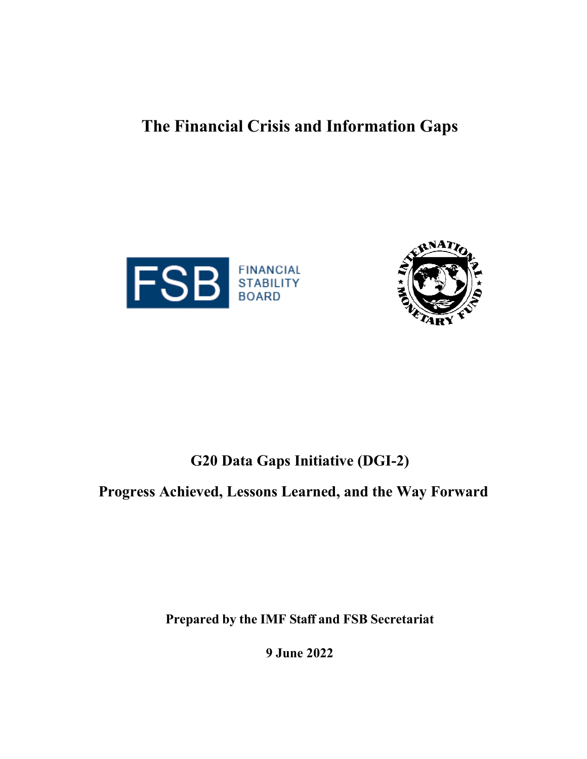# The Financial Crisis and Information Gaps

FINANCIAL STABILITY BOARD

## G20 Data Gaps Initiative (DGI-2)

## Progress Achieved, Lessons Learned, and the Way Forward

**Prepared by the IMF Staff and FSB Secretariat**

**9 June 2022**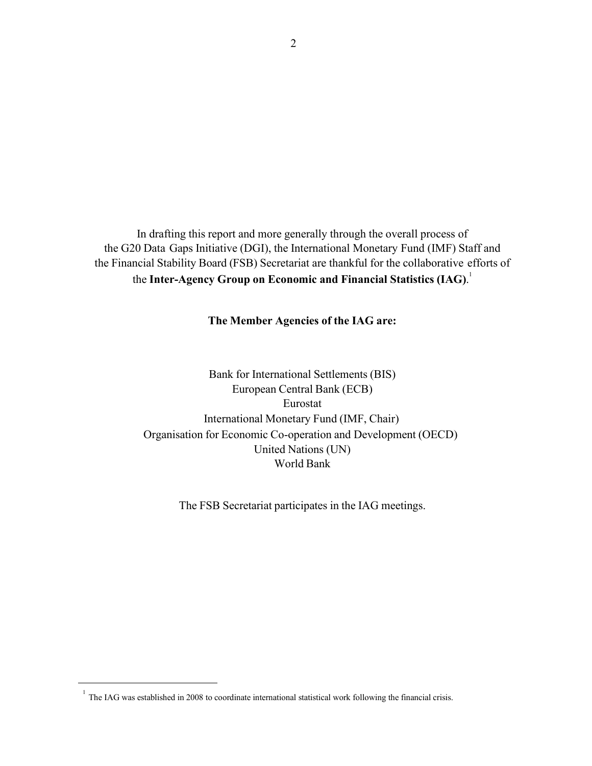In drafting this report and more generally through the overall process of the G20 Data Gaps Initiative (DGI), the International Monetary Fund (IMF) Staff and the Financial Stability Board (FSB) Secretariat are thankful for the collaborative efforts of the **Inter-Agency Group on Economic and Financial Statistics (IAG)**.[1]

**The Member Agencies of the IAG are:**

Bank for International Settlements (BIS)
European Central Bank (ECB)
Eurostat
International Monetary Fund (IMF, Chair)
Organisation for Economic Co-operation and Development (OECD)
United Nations (UN)
World Bank

The FSB Secretariat participates in the IAG meetings.

[1] The IAG was established in 2008 to coordinate international statistical work following the financial crisis.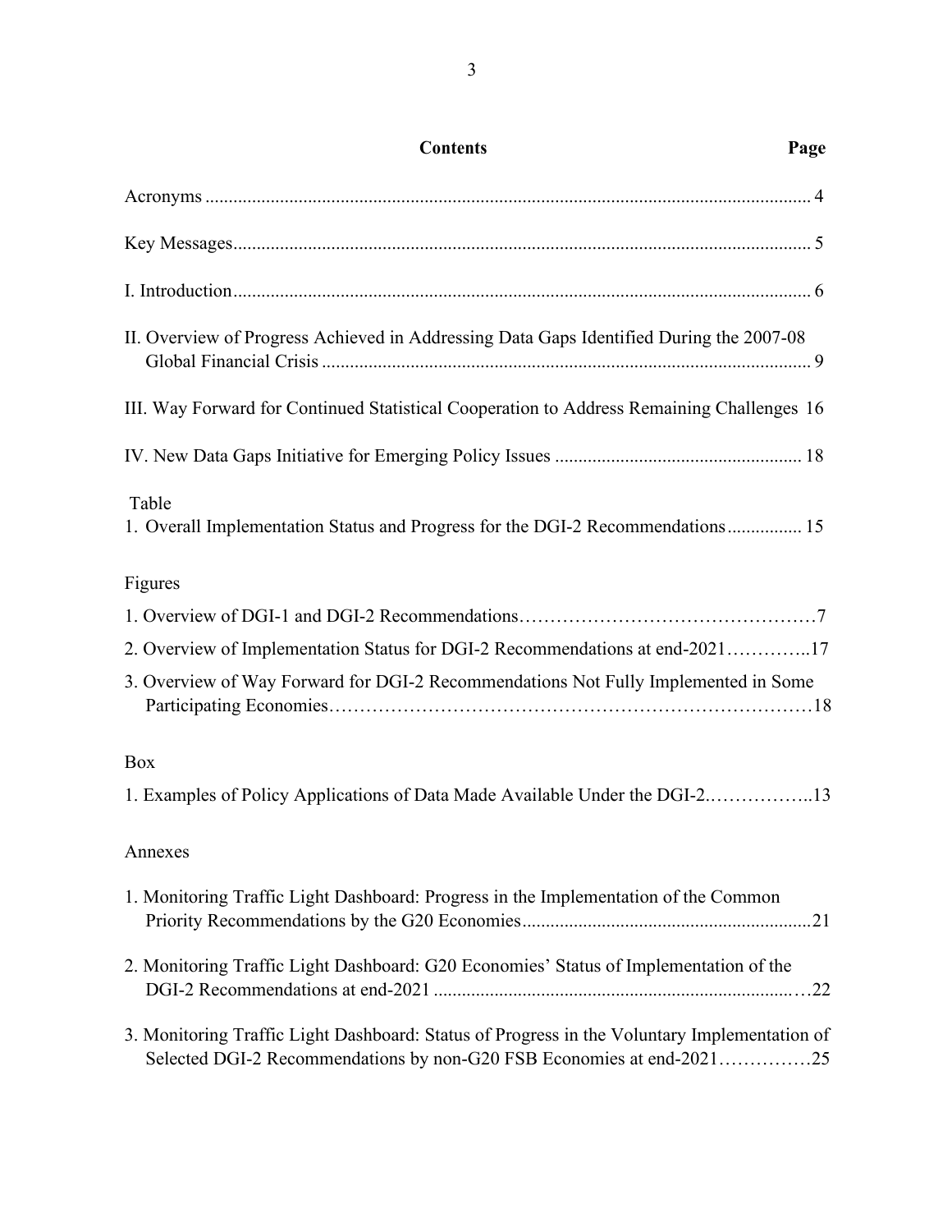## Contents

| Contents | Page |
|---|---|
| Acronyms | 4 |
| Key Messages | 5 |
| I. Introduction | 6 |
| II. Overview of Progress Achieved in Addressing Data Gaps Identified During the 2007-08 Global Financial Crisis | 9 |
| III. Way Forward for Continued Statistical Cooperation to Address Remaining Challenges | 16 |
| IV. New Data Gaps Initiative for Emerging Policy Issues | 18 |
| **Table** | |
| 1. Overall Implementation Status and Progress for the DGI-2 Recommendations | 15 |
| **Figures** | |
| 1. Overview of DGI-1 and DGI-2 Recommendations | 7 |
| 2. Overview of Implementation Status for DGI-2 Recommendations at end-2021 | 17 |
| 3. Overview of Way Forward for DGI-2 Recommendations Not Fully Implemented in Some Participating Economies | 18 |
| **Box** | |
| 1. Examples of Policy Applications of Data Made Available Under the DGI-2. | 13 |
| **Annexes** | |
| 1. Monitoring Traffic Light Dashboard: Progress in the Implementation of the Common Priority Recommendations by the G20 Economies | 21 |
| 2. Monitoring Traffic Light Dashboard: G20 Economies' Status of Implementation of the DGI-2 Recommendations at end-2021 | 22 |
| 3. Monitoring Traffic Light Dashboard: Status of Progress in the Voluntary Implementation of Selected DGI-2 Recommendations by non-G20 FSB Economies at end-2021 | 25 |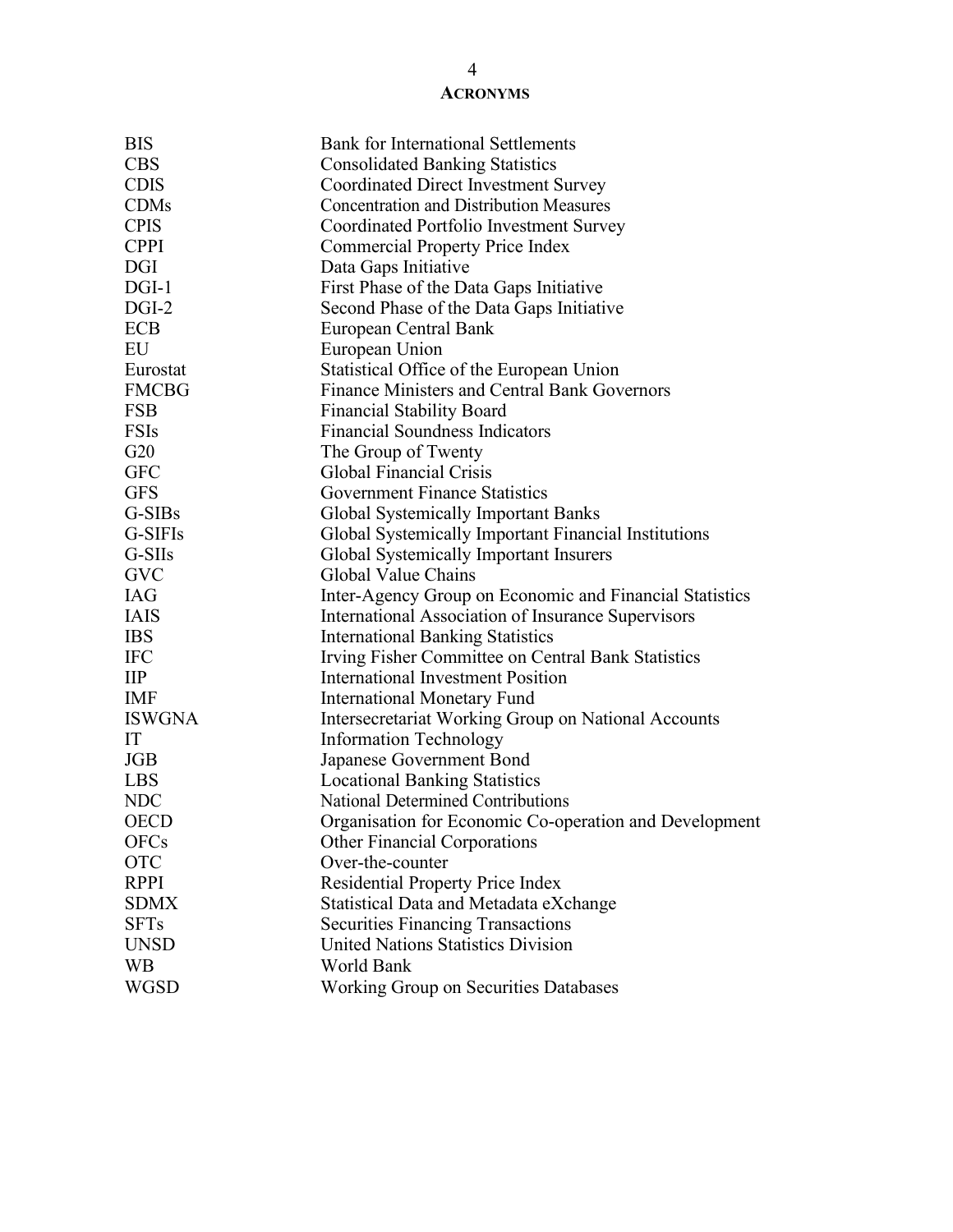## ACRONYMS

| | |
|---|---|
| BIS | Bank for International Settlements |
| CBS | Consolidated Banking Statistics |
| CDIS | Coordinated Direct Investment Survey |
| CDMs | Concentration and Distribution Measures |
| CPIS | Coordinated Portfolio Investment Survey |
| CPPI | Commercial Property Price Index |
| DGI | Data Gaps Initiative |
| DGI-1 | First Phase of the Data Gaps Initiative |
| DGI-2 | Second Phase of the Data Gaps Initiative |
| ECB | European Central Bank |
| EU | European Union |
| Eurostat | Statistical Office of the European Union |
| FMCBG | Finance Ministers and Central Bank Governors |
| FSB | Financial Stability Board |
| FSIs | Financial Soundness Indicators |
| G20 | The Group of Twenty |
| GFC | Global Financial Crisis |
| GFS | Government Finance Statistics |
| G-SIBs | Global Systemically Important Banks |
| G-SIFIs | Global Systemically Important Financial Institutions |
| G-SIIs | Global Systemically Important Insurers |
| GVC | Global Value Chains |
| IAG | Inter-Agency Group on Economic and Financial Statistics |
| IAIS | International Association of Insurance Supervisors |
| IBS | International Banking Statistics |
| IFC | Irving Fisher Committee on Central Bank Statistics |
| IIP | International Investment Position |
| IMF | International Monetary Fund |
| ISWGNA | Intersecretariat Working Group on National Accounts |
| IT | Information Technology |
| JGB | Japanese Government Bond |
| LBS | Locational Banking Statistics |
| NDC | National Determined Contributions |
| OECD | Organisation for Economic Co-operation and Development |
| OFCs | Other Financial Corporations |
| OTC | Over-the-counter |
| RPPI | Residential Property Price Index |
| SDMX | Statistical Data and Metadata eXchange |
| SFTs | Securities Financing Transactions |
| UNSD | United Nations Statistics Division |
| WB | World Bank |
| WGSD | Working Group on Securities Databases |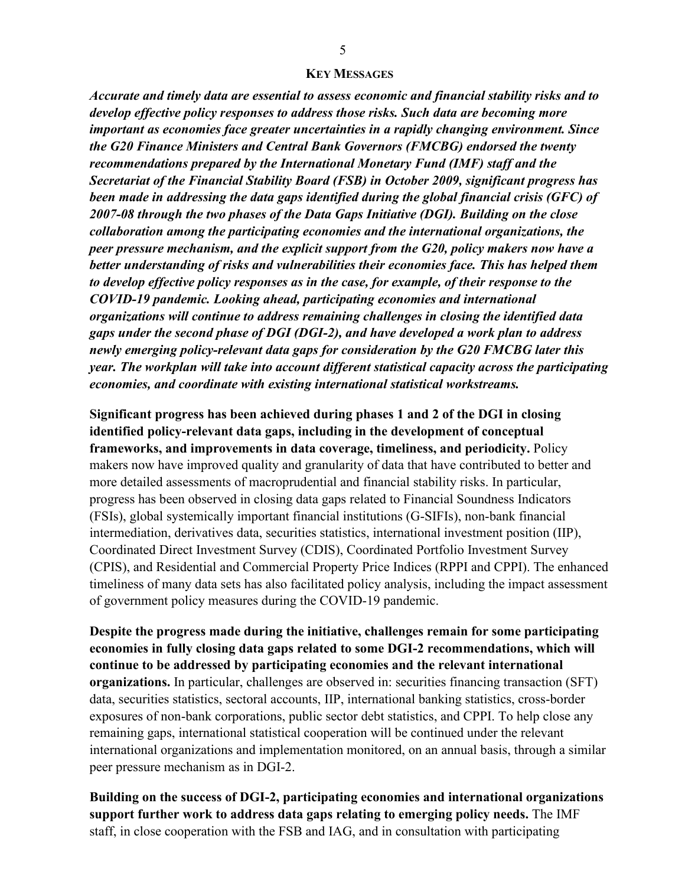## KEY MESSAGES

***Accurate and timely data are essential to assess economic and financial stability risks and to develop effective policy responses to address those risks. Such data are becoming more important as economies face greater uncertainties in a rapidly changing environment. Since the G20 Finance Ministers and Central Bank Governors (FMCBG) endorsed the twenty recommendations prepared by the International Monetary Fund (IMF) staff and the Secretariat of the Financial Stability Board (FSB) in October 2009, significant progress has been made in addressing the data gaps identified during the global financial crisis (GFC) of 2007-08 through the two phases of the Data Gaps Initiative (DGI). Building on the close collaboration among the participating economies and the international organizations, the peer pressure mechanism, and the explicit support from the G20, policy makers now have a better understanding of risks and vulnerabilities their economies face. This has helped them to develop effective policy responses as in the case, for example, of their response to the COVID-19 pandemic. Looking ahead, participating economies and international organizations will continue to address remaining challenges in closing the identified data gaps under the second phase of DGI (DGI-2), and have developed a work plan to address newly emerging policy-relevant data gaps for consideration by the G20 FMCBG later this year. The workplan will take into account different statistical capacity across the participating economies, and coordinate with existing international statistical workstreams.***

**Significant progress has been achieved during phases 1 and 2 of the DGI in closing identified policy-relevant data gaps, including in the development of conceptual frameworks, and improvements in data coverage, timeliness, and periodicity.** Policy makers now have improved quality and granularity of data that have contributed to better and more detailed assessments of macroprudential and financial stability risks. In particular, progress has been observed in closing data gaps related to Financial Soundness Indicators (FSIs), global systemically important financial institutions (G-SIFIs), non-bank financial intermediation, derivatives data, securities statistics, international investment position (IIP), Coordinated Direct Investment Survey (CDIS), Coordinated Portfolio Investment Survey (CPIS), and Residential and Commercial Property Price Indices (RPPI and CPPI). The enhanced timeliness of many data sets has also facilitated policy analysis, including the impact assessment of government policy measures during the COVID-19 pandemic.

**Despite the progress made during the initiative, challenges remain for some participating economies in fully closing data gaps related to some DGI-2 recommendations, which will continue to be addressed by participating economies and the relevant international organizations.** In particular, challenges are observed in: securities financing transaction (SFT) data, securities statistics, sectoral accounts, IIP, international banking statistics, cross-border exposures of non-bank corporations, public sector debt statistics, and CPPI. To help close any remaining gaps, international statistical cooperation will be continued under the relevant international organizations and implementation monitored, on an annual basis, through a similar peer pressure mechanism as in DGI-2.

**Building on the success of DGI-2, participating economies and international organizations support further work to address data gaps relating to emerging policy needs.** The IMF staff, in close cooperation with the FSB and IAG, and in consultation with participating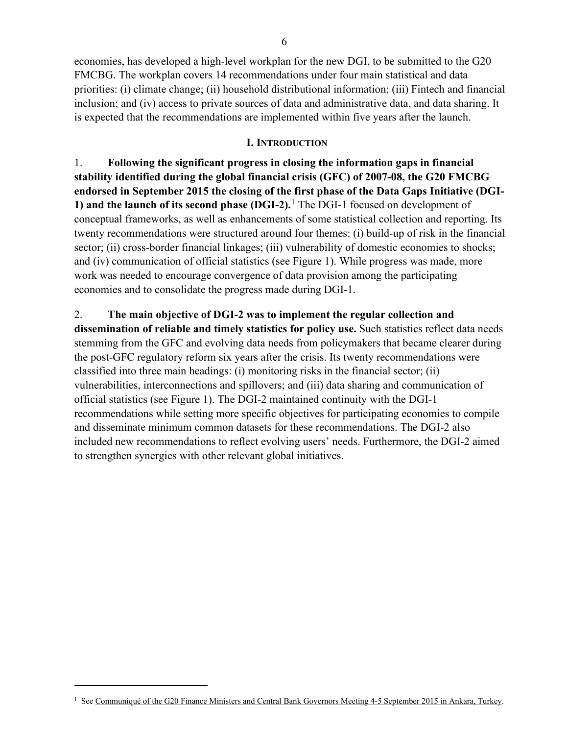economies, has developed a high-level workplan for the new DGI, to be submitted to the G20 FMCBG. The workplan covers 14 recommendations under four main statistical and data priorities: (i) climate change; (ii) household distributional information; (iii) Fintech and financial inclusion; and (iv) access to private sources of data and administrative data, and data sharing. It is expected that the recommendations are implemented within five years after the launch.

## I. Introduction

1. **Following the significant progress in closing the information gaps in financial stability identified during the global financial crisis (GFC) of 2007-08, the G20 FMCBG endorsed in September 2015 the closing of the first phase of the Data Gaps Initiative (DGI-1) and the launch of its second phase (DGI-2).**[1] The DGI-1 focused on development of conceptual frameworks, as well as enhancements of some statistical collection and reporting. Its twenty recommendations were structured around four themes: (i) build-up of risk in the financial sector; (ii) cross-border financial linkages; (iii) vulnerability of domestic economies to shocks; and (iv) communication of official statistics (see Figure 1). While progress was made, more work was needed to encourage convergence of data provision among the participating economies and to consolidate the progress made during DGI-1.

2. **The main objective of DGI-2 was to implement the regular collection and dissemination of reliable and timely statistics for policy use.** Such statistics reflect data needs stemming from the GFC and evolving data needs from policymakers that became clearer during the post-GFC regulatory reform six years after the crisis. Its twenty recommendations were classified into three main headings: (i) monitoring risks in the financial sector; (ii) vulnerabilities, interconnections and spillovers; and (iii) data sharing and communication of official statistics (see Figure 1). The DGI-2 maintained continuity with the DGI-1 recommendations while setting more specific objectives for participating economies to compile and disseminate minimum common datasets for these recommendations. The DGI-2 also included new recommendations to reflect evolving users' needs. Furthermore, the DGI-2 aimed to strengthen synergies with other relevant global initiatives.

---

[1] See Communiqué of the G20 Finance Ministers and Central Bank Governors Meeting 4-5 September 2015 in Ankara, Turkey.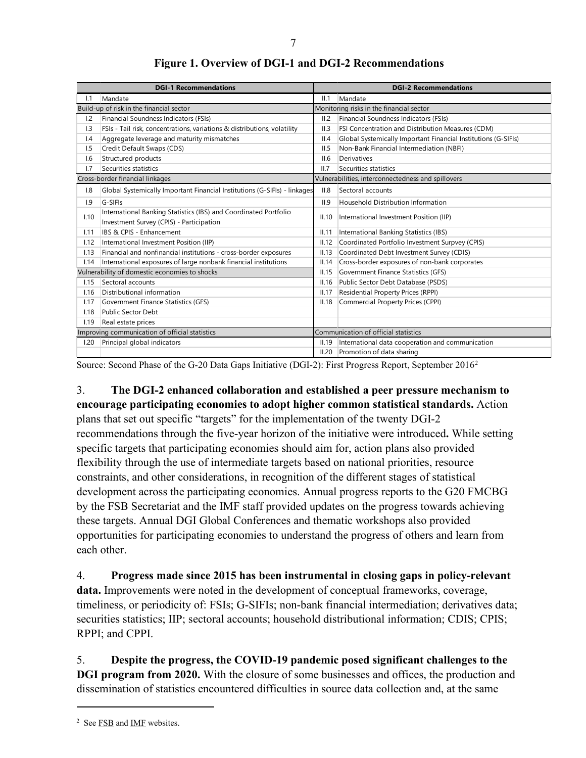**Figure 1. Overview of DGI-1 and DGI-2 Recommendations**

| | DGI-1 Recommendations | | DGI-2 Recommendations |
|---|---|---|---|
| I.1 | Mandate | II.1 | Mandate |
| Build-up of risk in the financial sector | | Monitoring risks in the financial sector | |
| I.2 | Financial Soundness Indicators (FSIs) | II.2 | Financial Soundness Indicators (FSIs) |
| I.3 | FSIs - Tail risk, concentrations, variations & distributions, volatility | II.3 | FSI Concentration and Distribution Measures (CDM) |
| I.4 | Aggregate leverage and maturity mismatches | II.4 | Global Systemically Important Financial Institutions (G-SIFIs) |
| I.5 | Credit Default Swaps (CDS) | II.5 | Non-Bank Financial Intermediation (NBFI) |
| I.6 | Structured products | II.6 | Derivatives |
| I.7 | Securities statistics | II.7 | Securities statistics |
| Cross-border financial linkages | | Vulnerabilities, interconnectedness and spillovers | |
| I.8 | Global Systemically Important Financial Institutions (G-SIFIs) - linkages | II.8 | Sectoral accounts |
| I.9 | G-SIFIs | II.9 | Household Distribution Information |
| I.10 | International Banking Statistics (IBS) and Coordinated Portfolio Investment Survey (CPIS) - Participation | II.10 | International Investment Position (IIP) |
| I.11 | IBS & CPIS - Enhancement | II.11 | International Banking Statistics (IBS) |
| I.12 | International Investment Position (IIP) | II.12 | Coordinated Portfolio Investment Surpvey (CPIS) |
| I.13 | Financial and nonfinancial institutions - cross-border exposures | II.13 | Coordinated Debt Investment Survey (CDIS) |
| I.14 | International exposures of large nonbank financial institutions | II.14 | Cross-border exposures of non-bank corporates |
| Vulnerability of domestic economies to shocks | | II.15 | Government Finance Statistics (GFS) |
| I.15 | Sectoral accounts | II.16 | Public Sector Debt Database (PSDS) |
| I.16 | Distributional information | II.17 | Residential Property Prices (RPPI) |
| I.17 | Government Finance Statistics (GFS) | II.18 | Commercial Property Prices (CPPI) |
| I.18 | Public Sector Debt | | |
| I.19 | Real estate prices | | |
| Improving communication of official statistics | | Communication of official statistics | |
| I.20 | Principal global indicators | II.19 | International data cooperation and communication |
| | | II.20 | Promotion of data sharing |

Source: Second Phase of the G-20 Data Gaps Initiative (DGI-2): First Progress Report, September 2016[2]

3. **The DGI-2 enhanced collaboration and established a peer pressure mechanism to encourage participating economies to adopt higher common statistical standards.** Action plans that set out specific "targets" for the implementation of the twenty DGI-2 recommendations through the five-year horizon of the initiative were introduced**.** While setting specific targets that participating economies should aim for, action plans also provided flexibility through the use of intermediate targets based on national priorities, resource constraints, and other considerations, in recognition of the different stages of statistical development across the participating economies. Annual progress reports to the G20 FMCBG by the FSB Secretariat and the IMF staff provided updates on the progress towards achieving these targets. Annual DGI Global Conferences and thematic workshops also provided opportunities for participating economies to understand the progress of others and learn from each other.

4. **Progress made since 2015 has been instrumental in closing gaps in policy-relevant data.** Improvements were noted in the development of conceptual frameworks, coverage, timeliness, or periodicity of: FSIs; G-SIFIs; non-bank financial intermediation; derivatives data; securities statistics; IIP; sectoral accounts; household distributional information; CDIS; CPIS; RPPI; and CPPI.

5. **Despite the progress, the COVID-19 pandemic posed significant challenges to the DGI program from 2020.** With the closure of some businesses and offices, the production and dissemination of statistics encountered difficulties in source data collection and, at the same

[2] See FSB and IMF websites.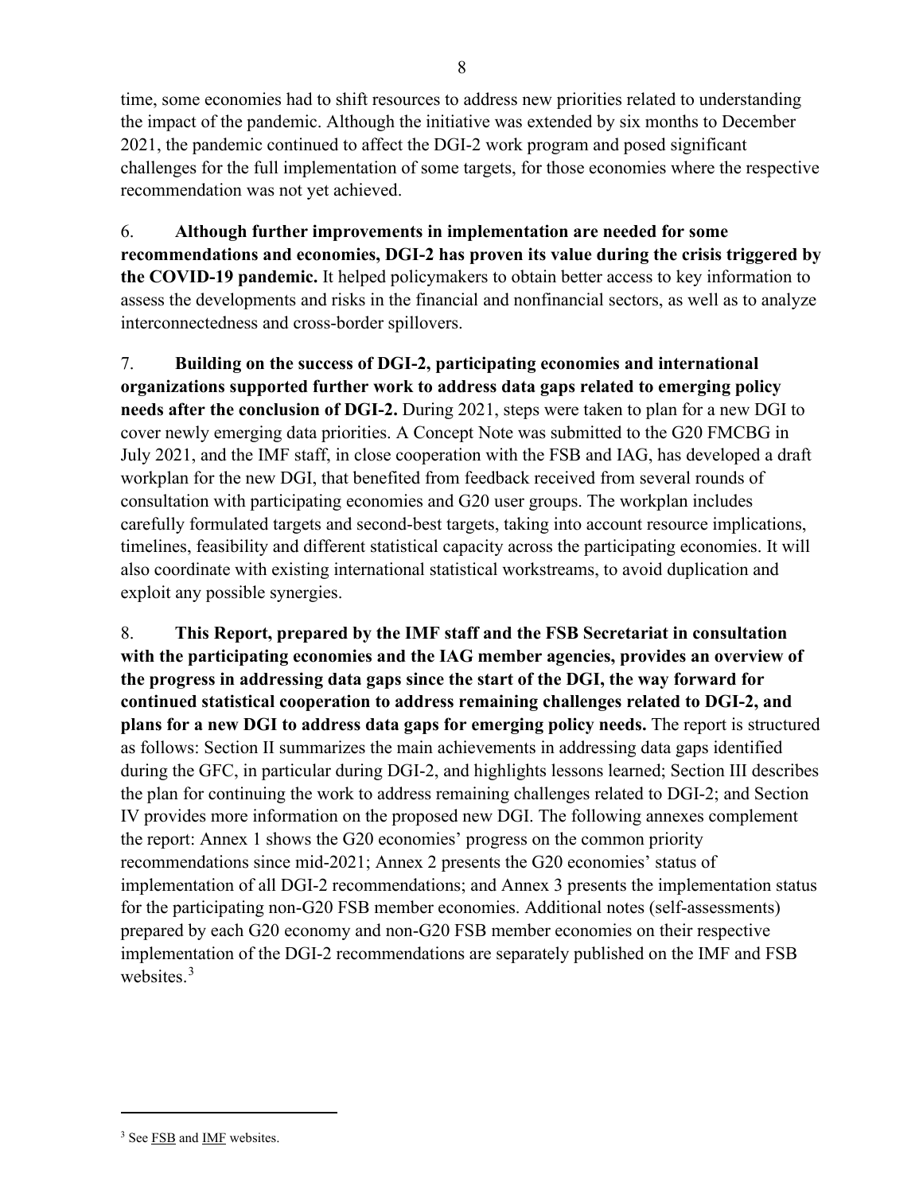time, some economies had to shift resources to address new priorities related to understanding the impact of the pandemic. Although the initiative was extended by six months to December 2021, the pandemic continued to affect the DGI-2 work program and posed significant challenges for the full implementation of some targets, for those economies where the respective recommendation was not yet achieved.

6. **Although further improvements in implementation are needed for some recommendations and economies, DGI-2 has proven its value during the crisis triggered by the COVID-19 pandemic.** It helped policymakers to obtain better access to key information to assess the developments and risks in the financial and nonfinancial sectors, as well as to analyze interconnectedness and cross-border spillovers.

7. **Building on the success of DGI-2, participating economies and international organizations supported further work to address data gaps related to emerging policy needs after the conclusion of DGI-2.** During 2021, steps were taken to plan for a new DGI to cover newly emerging data priorities. A Concept Note was submitted to the G20 FMCBG in July 2021, and the IMF staff, in close cooperation with the FSB and IAG, has developed a draft workplan for the new DGI, that benefited from feedback received from several rounds of consultation with participating economies and G20 user groups. The workplan includes carefully formulated targets and second-best targets, taking into account resource implications, timelines, feasibility and different statistical capacity across the participating economies. It will also coordinate with existing international statistical workstreams, to avoid duplication and exploit any possible synergies.

8. **This Report, prepared by the IMF staff and the FSB Secretariat in consultation with the participating economies and the IAG member agencies, provides an overview of the progress in addressing data gaps since the start of the DGI, the way forward for continued statistical cooperation to address remaining challenges related to DGI-2, and plans for a new DGI to address data gaps for emerging policy needs.** The report is structured as follows: Section II summarizes the main achievements in addressing data gaps identified during the GFC, in particular during DGI-2, and highlights lessons learned; Section III describes the plan for continuing the work to address remaining challenges related to DGI-2; and Section IV provides more information on the proposed new DGI. The following annexes complement the report: Annex 1 shows the G20 economies' progress on the common priority recommendations since mid-2021; Annex 2 presents the G20 economies' status of implementation of all DGI-2 recommendations; and Annex 3 presents the implementation status for the participating non-G20 FSB member economies. Additional notes (self-assessments) prepared by each G20 economy and non-G20 FSB member economies on their respective implementation of the DGI-2 recommendations are separately published on the IMF and FSB websites.[3]

---

[3] See FSB and IMF websites.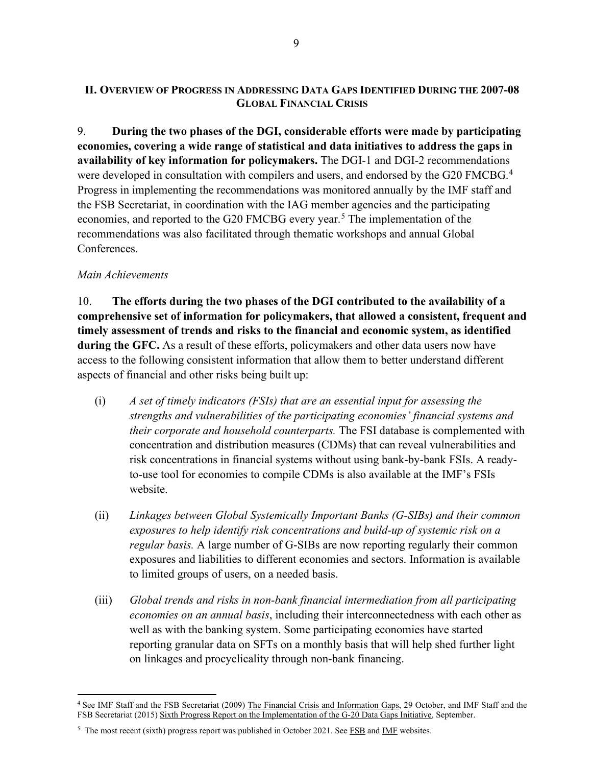## II. Overview of Progress in Addressing Data Gaps Identified During the 2007-08 Global Financial Crisis

9. **During the two phases of the DGI, considerable efforts were made by participating economies, covering a wide range of statistical and data initiatives to address the gaps in availability of key information for policymakers.** The DGI-1 and DGI-2 recommendations were developed in consultation with compilers and users, and endorsed by the G20 FMCBG.[4] Progress in implementing the recommendations was monitored annually by the IMF staff and the FSB Secretariat, in coordination with the IAG member agencies and the participating economies, and reported to the G20 FMCBG every year.[5] The implementation of the recommendations was also facilitated through thematic workshops and annual Global Conferences.

*Main Achievements*

10. **The efforts during the two phases of the DGI contributed to the availability of a comprehensive set of information for policymakers, that allowed a consistent, frequent and timely assessment of trends and risks to the financial and economic system, as identified during the GFC.** As a result of these efforts, policymakers and other data users now have access to the following consistent information that allow them to better understand different aspects of financial and other risks being built up:

(i) *A set of timely indicators (FSIs) that are an essential input for assessing the strengths and vulnerabilities of the participating economies' financial systems and their corporate and household counterparts.* The FSI database is complemented with concentration and distribution measures (CDMs) that can reveal vulnerabilities and risk concentrations in financial systems without using bank-by-bank FSIs. A ready-to-use tool for economies to compile CDMs is also available at the IMF's FSIs website.

(ii) *Linkages between Global Systemically Important Banks (G-SIBs) and their common exposures to help identify risk concentrations and build-up of systemic risk on a regular basis.* A large number of G-SIBs are now reporting regularly their common exposures and liabilities to different economies and sectors. Information is available to limited groups of users, on a needed basis.

(iii) *Global trends and risks in non-bank financial intermediation from all participating economies on an annual basis*, including their interconnectedness with each other as well as with the banking system. Some participating economies have started reporting granular data on SFTs on a monthly basis that will help shed further light on linkages and procyclicality through non-bank financing.

---

[4] See IMF Staff and the FSB Secretariat (2009) The Financial Crisis and Information Gaps, 29 October, and IMF Staff and the FSB Secretariat (2015) Sixth Progress Report on the Implementation of the G-20 Data Gaps Initiative, September.

[5] The most recent (sixth) progress report was published in October 2021. See FSB and IMF websites.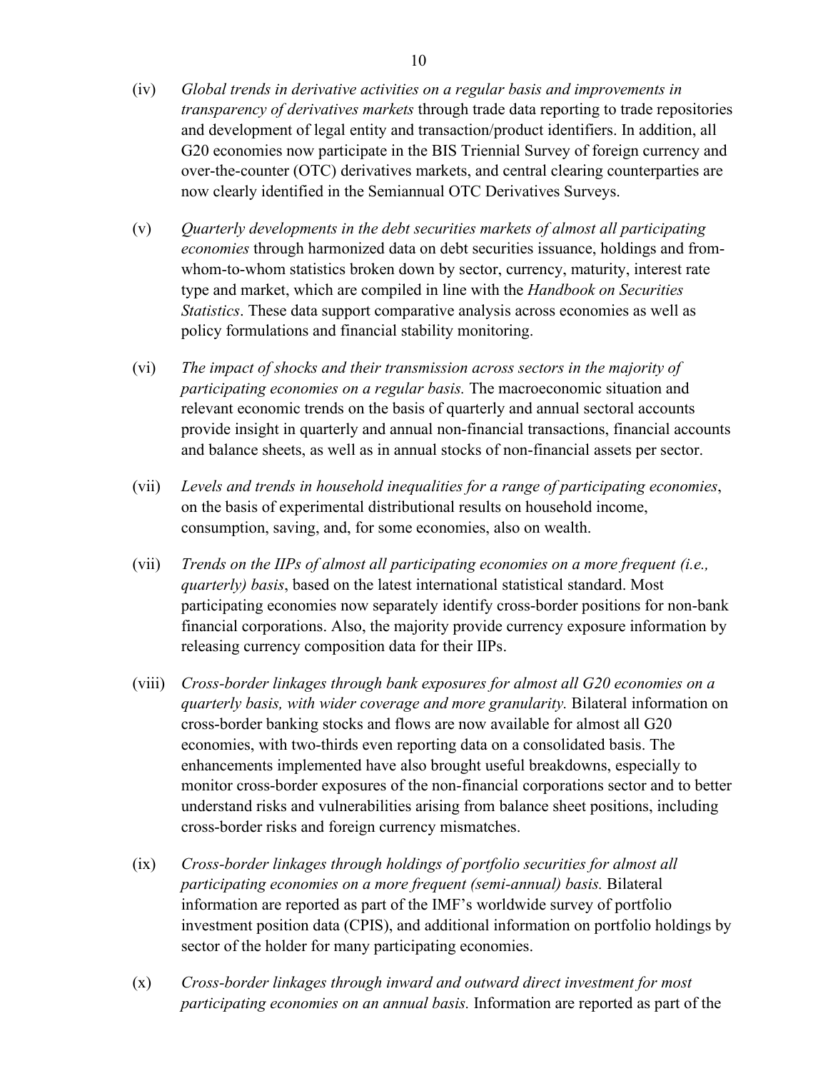(iv) *Global trends in derivative activities on a regular basis and improvements in transparency of derivatives markets* through trade data reporting to trade repositories and development of legal entity and transaction/product identifiers. In addition, all G20 economies now participate in the BIS Triennial Survey of foreign currency and over-the-counter (OTC) derivatives markets, and central clearing counterparties are now clearly identified in the Semiannual OTC Derivatives Surveys.

(v) *Quarterly developments in the debt securities markets of almost all participating economies* through harmonized data on debt securities issuance, holdings and from-whom-to-whom statistics broken down by sector, currency, maturity, interest rate type and market, which are compiled in line with the *Handbook on Securities Statistics*. These data support comparative analysis across economies as well as policy formulations and financial stability monitoring.

(vi) *The impact of shocks and their transmission across sectors in the majority of participating economies on a regular basis.* The macroeconomic situation and relevant economic trends on the basis of quarterly and annual sectoral accounts provide insight in quarterly and annual non-financial transactions, financial accounts and balance sheets, as well as in annual stocks of non-financial assets per sector.

(vii) *Levels and trends in household inequalities for a range of participating economies*, on the basis of experimental distributional results on household income, consumption, saving, and, for some economies, also on wealth.

(vii) *Trends on the IIPs of almost all participating economies on a more frequent (i.e., quarterly) basis*, based on the latest international statistical standard. Most participating economies now separately identify cross-border positions for non-bank financial corporations. Also, the majority provide currency exposure information by releasing currency composition data for their IIPs.

(viii) *Cross-border linkages through bank exposures for almost all G20 economies on a quarterly basis, with wider coverage and more granularity.* Bilateral information on cross-border banking stocks and flows are now available for almost all G20 economies, with two-thirds even reporting data on a consolidated basis. The enhancements implemented have also brought useful breakdowns, especially to monitor cross-border exposures of the non-financial corporations sector and to better understand risks and vulnerabilities arising from balance sheet positions, including cross-border risks and foreign currency mismatches.

(ix) *Cross-border linkages through holdings of portfolio securities for almost all participating economies on a more frequent (semi-annual) basis.* Bilateral information are reported as part of the IMF's worldwide survey of portfolio investment position data (CPIS), and additional information on portfolio holdings by sector of the holder for many participating economies.

(x) *Cross-border linkages through inward and outward direct investment for most participating economies on an annual basis.* Information are reported as part of the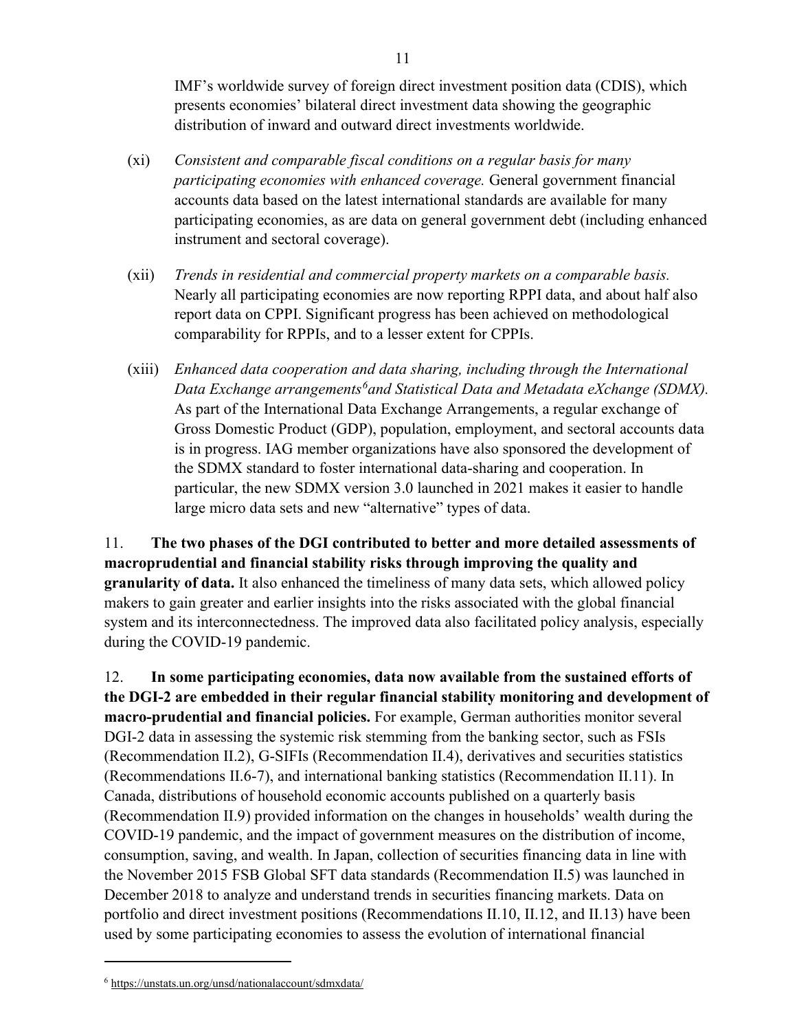IMF's worldwide survey of foreign direct investment position data (CDIS), which presents economies' bilateral direct investment data showing the geographic distribution of inward and outward direct investments worldwide.

(xi) *Consistent and comparable fiscal conditions on a regular basis for many participating economies with enhanced coverage.* General government financial accounts data based on the latest international standards are available for many participating economies, as are data on general government debt (including enhanced instrument and sectoral coverage).

(xii) *Trends in residential and commercial property markets on a comparable basis.* Nearly all participating economies are now reporting RPPI data, and about half also report data on CPPI. Significant progress has been achieved on methodological comparability for RPPIs, and to a lesser extent for CPPIs.

(xiii) *Enhanced data cooperation and data sharing, including through the International Data Exchange arrangements[6] and Statistical Data and Metadata eXchange (SDMX).* As part of the International Data Exchange Arrangements, a regular exchange of Gross Domestic Product (GDP), population, employment, and sectoral accounts data is in progress. IAG member organizations have also sponsored the development of the SDMX standard to foster international data-sharing and cooperation. In particular, the new SDMX version 3.0 launched in 2021 makes it easier to handle large micro data sets and new "alternative" types of data.

11. **The two phases of the DGI contributed to better and more detailed assessments of macroprudential and financial stability risks through improving the quality and granularity of data.** It also enhanced the timeliness of many data sets, which allowed policy makers to gain greater and earlier insights into the risks associated with the global financial system and its interconnectedness. The improved data also facilitated policy analysis, especially during the COVID-19 pandemic.

12. **In some participating economies, data now available from the sustained efforts of the DGI-2 are embedded in their regular financial stability monitoring and development of macro-prudential and financial policies.** For example, German authorities monitor several DGI-2 data in assessing the systemic risk stemming from the banking sector, such as FSIs (Recommendation II.2), G-SIFIs (Recommendation II.4), derivatives and securities statistics (Recommendations II.6-7), and international banking statistics (Recommendation II.11). In Canada, distributions of household economic accounts published on a quarterly basis (Recommendation II.9) provided information on the changes in households' wealth during the COVID-19 pandemic, and the impact of government measures on the distribution of income, consumption, saving, and wealth. In Japan, collection of securities financing data in line with the November 2015 FSB Global SFT data standards (Recommendation II.5) was launched in December 2018 to analyze and understand trends in securities financing markets. Data on portfolio and direct investment positions (Recommendations II.10, II.12, and II.13) have been used by some participating economies to assess the evolution of international financial

---

[6] https://unstats.un.org/unsd/nationalaccount/sdmxdata/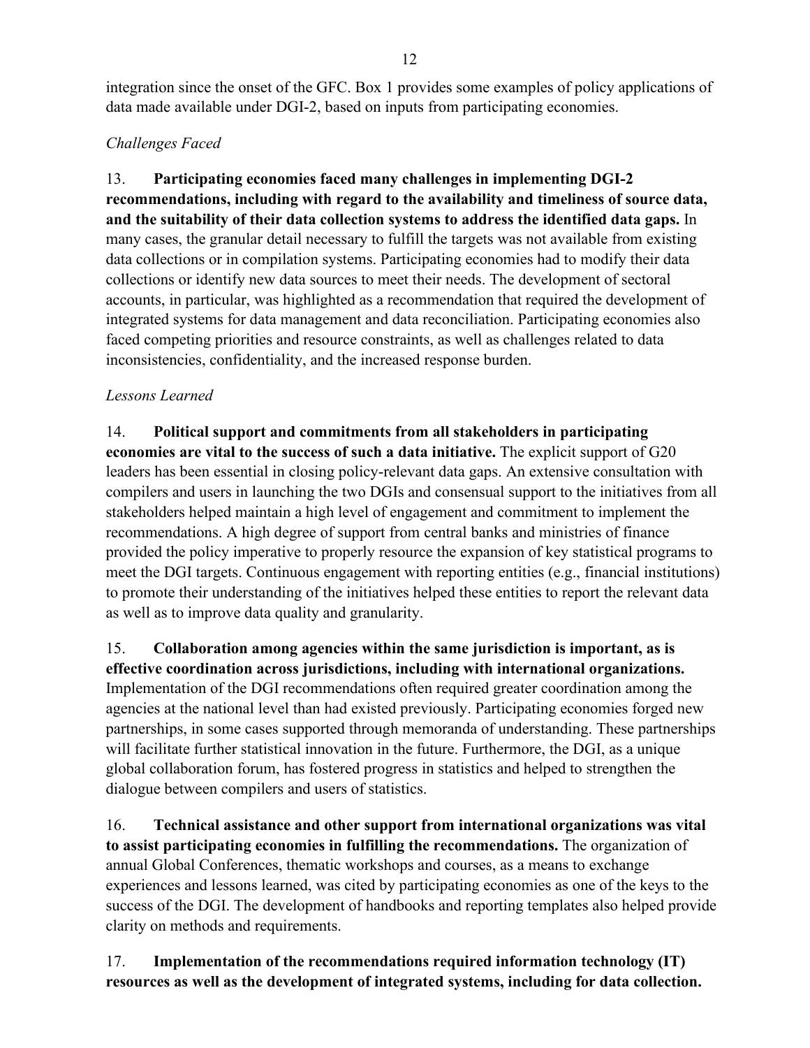integration since the onset of the GFC. Box 1 provides some examples of policy applications of data made available under DGI-2, based on inputs from participating economies.

*Challenges Faced*

13. **Participating economies faced many challenges in implementing DGI-2 recommendations, including with regard to the availability and timeliness of source data, and the suitability of their data collection systems to address the identified data gaps.** In many cases, the granular detail necessary to fulfill the targets was not available from existing data collections or in compilation systems. Participating economies had to modify their data collections or identify new data sources to meet their needs. The development of sectoral accounts, in particular, was highlighted as a recommendation that required the development of integrated systems for data management and data reconciliation. Participating economies also faced competing priorities and resource constraints, as well as challenges related to data inconsistencies, confidentiality, and the increased response burden.

*Lessons Learned*

14. **Political support and commitments from all stakeholders in participating economies are vital to the success of such a data initiative.** The explicit support of G20 leaders has been essential in closing policy-relevant data gaps. An extensive consultation with compilers and users in launching the two DGIs and consensual support to the initiatives from all stakeholders helped maintain a high level of engagement and commitment to implement the recommendations. A high degree of support from central banks and ministries of finance provided the policy imperative to properly resource the expansion of key statistical programs to meet the DGI targets. Continuous engagement with reporting entities (e.g., financial institutions) to promote their understanding of the initiatives helped these entities to report the relevant data as well as to improve data quality and granularity.

15. **Collaboration among agencies within the same jurisdiction is important, as is effective coordination across jurisdictions, including with international organizations.** Implementation of the DGI recommendations often required greater coordination among the agencies at the national level than had existed previously. Participating economies forged new partnerships, in some cases supported through memoranda of understanding. These partnerships will facilitate further statistical innovation in the future. Furthermore, the DGI, as a unique global collaboration forum, has fostered progress in statistics and helped to strengthen the dialogue between compilers and users of statistics.

16. **Technical assistance and other support from international organizations was vital to assist participating economies in fulfilling the recommendations.** The organization of annual Global Conferences, thematic workshops and courses, as a means to exchange experiences and lessons learned, was cited by participating economies as one of the keys to the success of the DGI. The development of handbooks and reporting templates also helped provide clarity on methods and requirements.

17. **Implementation of the recommendations required information technology (IT) resources as well as the development of integrated systems, including for data collection.**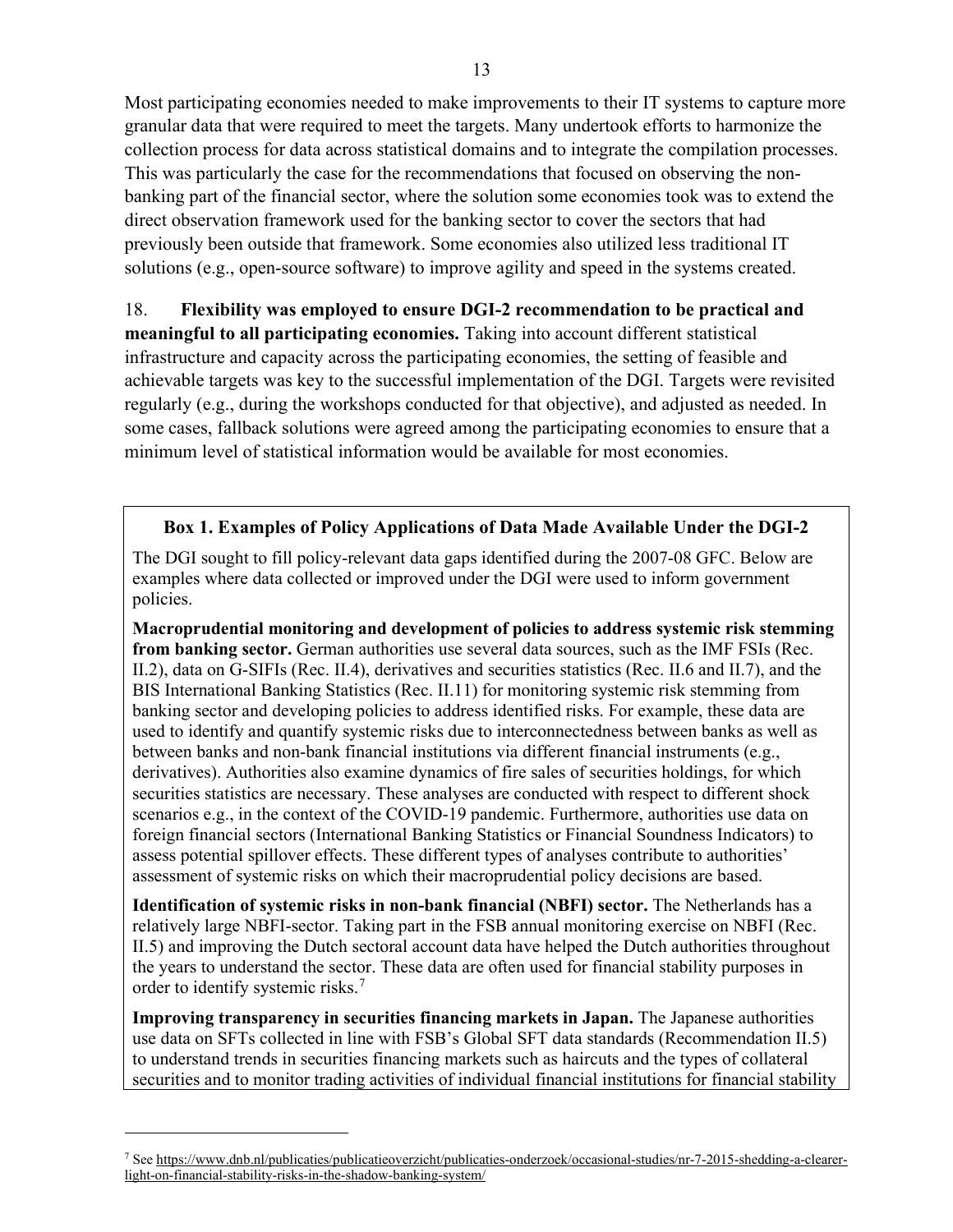Most participating economies needed to make improvements to their IT systems to capture more granular data that were required to meet the targets. Many undertook efforts to harmonize the collection process for data across statistical domains and to integrate the compilation processes. This was particularly the case for the recommendations that focused on observing the non-banking part of the financial sector, where the solution some economies took was to extend the direct observation framework used for the banking sector to cover the sectors that had previously been outside that framework. Some economies also utilized less traditional IT solutions (e.g., open-source software) to improve agility and speed in the systems created.

18. **Flexibility was employed to ensure DGI-2 recommendation to be practical and meaningful to all participating economies.** Taking into account different statistical infrastructure and capacity across the participating economies, the setting of feasible and achievable targets was key to the successful implementation of the DGI. Targets were revisited regularly (e.g., during the workshops conducted for that objective), and adjusted as needed. In some cases, fallback solutions were agreed among the participating economies to ensure that a minimum level of statistical information would be available for most economies.

### Box 1. Examples of Policy Applications of Data Made Available Under the DGI-2

The DGI sought to fill policy-relevant data gaps identified during the 2007-08 GFC. Below are examples where data collected or improved under the DGI were used to inform government policies.

**Macroprudential monitoring and development of policies to address systemic risk stemming from banking sector.** German authorities use several data sources, such as the IMF FSIs (Rec. II.2), data on G-SIFIs (Rec. II.4), derivatives and securities statistics (Rec. II.6 and II.7), and the BIS International Banking Statistics (Rec. II.11) for monitoring systemic risk stemming from banking sector and developing policies to address identified risks. For example, these data are used to identify and quantify systemic risks due to interconnectedness between banks as well as between banks and non-bank financial institutions via different financial instruments (e.g., derivatives). Authorities also examine dynamics of fire sales of securities holdings, for which securities statistics are necessary. These analyses are conducted with respect to different shock scenarios e.g., in the context of the COVID-19 pandemic. Furthermore, authorities use data on foreign financial sectors (International Banking Statistics or Financial Soundness Indicators) to assess potential spillover effects. These different types of analyses contribute to authorities' assessment of systemic risks on which their macroprudential policy decisions are based.

**Identification of systemic risks in non-bank financial (NBFI) sector.** The Netherlands has a relatively large NBFI-sector. Taking part in the FSB annual monitoring exercise on NBFI (Rec. II.5) and improving the Dutch sectoral account data have helped the Dutch authorities throughout the years to understand the sector. These data are often used for financial stability purposes in order to identify systemic risks.[7]

**Improving transparency in securities financing markets in Japan.** The Japanese authorities use data on SFTs collected in line with FSB's Global SFT data standards (Recommendation II.5) to understand trends in securities financing markets such as haircuts and the types of collateral securities and to monitor trading activities of individual financial institutions for financial stability

---

[7] See https://www.dnb.nl/publicaties/publicatieoverzicht/publicaties-onderzoek/occasional-studies/nr-7-2015-shedding-a-clearer-light-on-financial-stability-risks-in-the-shadow-banking-system/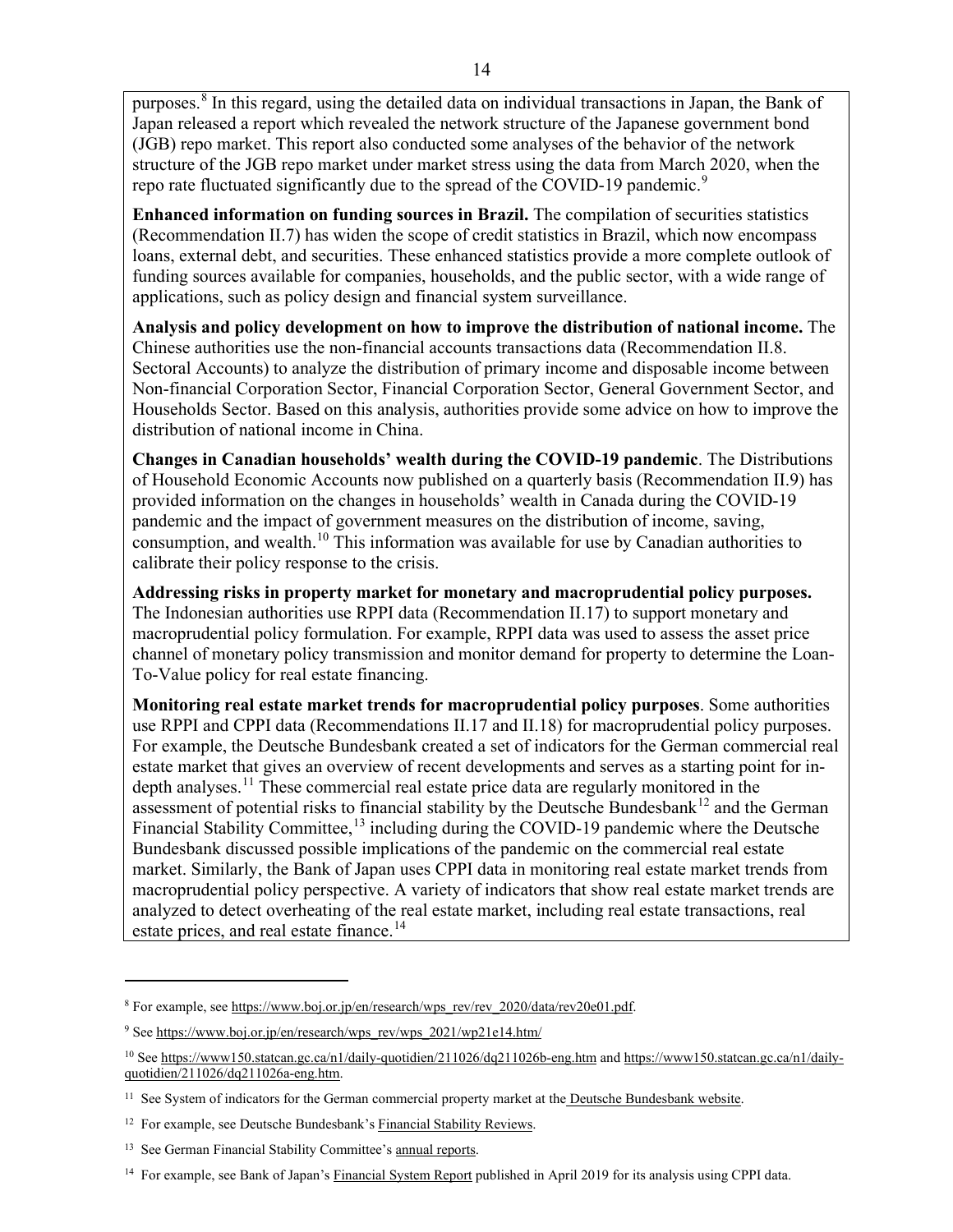purposes.[8] In this regard, using the detailed data on individual transactions in Japan, the Bank of Japan released a report which revealed the network structure of the Japanese government bond (JGB) repo market. This report also conducted some analyses of the behavior of the network structure of the JGB repo market under market stress using the data from March 2020, when the repo rate fluctuated significantly due to the spread of the COVID-19 pandemic.[9]

**Enhanced information on funding sources in Brazil.** The compilation of securities statistics (Recommendation II.7) has widen the scope of credit statistics in Brazil, which now encompass loans, external debt, and securities. These enhanced statistics provide a more complete outlook of funding sources available for companies, households, and the public sector, with a wide range of applications, such as policy design and financial system surveillance.

**Analysis and policy development on how to improve the distribution of national income.** The Chinese authorities use the non-financial accounts transactions data (Recommendation II.8. Sectoral Accounts) to analyze the distribution of primary income and disposable income between Non-financial Corporation Sector, Financial Corporation Sector, General Government Sector, and Households Sector. Based on this analysis, authorities provide some advice on how to improve the distribution of national income in China.

**Changes in Canadian households' wealth during the COVID-19 pandemic**. The Distributions of Household Economic Accounts now published on a quarterly basis (Recommendation II.9) has provided information on the changes in households' wealth in Canada during the COVID-19 pandemic and the impact of government measures on the distribution of income, saving, consumption, and wealth.[10] This information was available for use by Canadian authorities to calibrate their policy response to the crisis.

**Addressing risks in property market for monetary and macroprudential policy purposes.** The Indonesian authorities use RPPI data (Recommendation II.17) to support monetary and macroprudential policy formulation. For example, RPPI data was used to assess the asset price channel of monetary policy transmission and monitor demand for property to determine the Loan-To-Value policy for real estate financing.

**Monitoring real estate market trends for macroprudential policy purposes**. Some authorities use RPPI and CPPI data (Recommendations II.17 and II.18) for macroprudential policy purposes. For example, the Deutsche Bundesbank created a set of indicators for the German commercial real estate market that gives an overview of recent developments and serves as a starting point for in-depth analyses.[11] These commercial real estate price data are regularly monitored in the assessment of potential risks to financial stability by the Deutsche Bundesbank[12] and the German Financial Stability Committee,[13] including during the COVID-19 pandemic where the Deutsche Bundesbank discussed possible implications of the pandemic on the commercial real estate market. Similarly, the Bank of Japan uses CPPI data in monitoring real estate market trends from macroprudential policy perspective. A variety of indicators that show real estate market trends are analyzed to detect overheating of the real estate market, including real estate transactions, real estate prices, and real estate finance.[14]

---

[8] For example, see https://www.boj.or.jp/en/research/wps_rev/rev_2020/data/rev20e01.pdf.

[9] See https://www.boj.or.jp/en/research/wps_rev/wps_2021/wp21e14.htm/

[10] See https://www150.statcan.gc.ca/n1/daily-quotidien/211026/dq211026b-eng.htm and https://www150.statcan.gc.ca/n1/daily-quotidien/211026/dq211026a-eng.htm.

[11] See System of indicators for the German commercial property market at the Deutsche Bundesbank website.

[12] For example, see Deutsche Bundesbank's Financial Stability Reviews.

[13] See German Financial Stability Committee's annual reports.

[14] For example, see Bank of Japan's Financial System Report published in April 2019 for its analysis using CPPI data.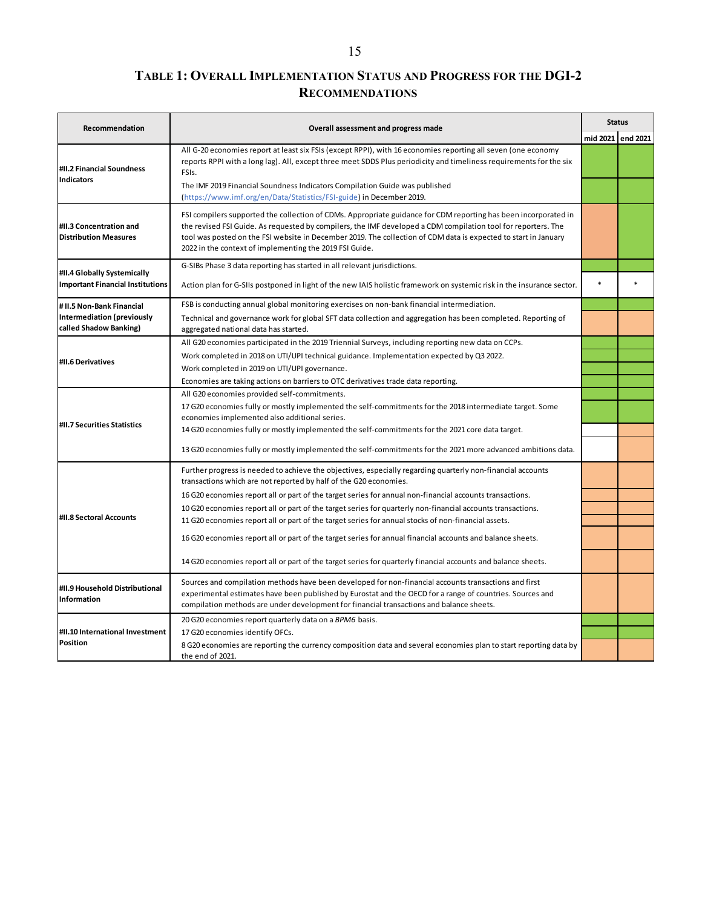## TABLE 1: OVERALL IMPLEMENTATION STATUS AND PROGRESS FOR THE DGI-2 RECOMMENDATIONS

| Recommendation | Overall assessment and progress made | Status | |
|---|---|---|---|
| | | mid 2021 | end 2021 |
| **#II.2 Financial Soundness Indicators** | All G-20 economies report at least six FSIs (except RPPI), with 16 economies reporting all seven (one economy reports RPPI with a long lag). All, except three meet SDDS Plus periodicity and timeliness requirements for the six FSIs. | | |
| | The IMF 2019 Financial Soundness Indicators Compilation Guide was published (https://www.imf.org/en/Data/Statistics/FSI-guide) in December 2019. | | |
| **#II.3 Concentration and Distribution Measures** | FSI compilers supported the collection of CDMs. Appropriate guidance for CDM reporting has been incorporated in the revised FSI Guide. As requested by compilers, the IMF developed a CDM compilation tool for reporters. The tool was posted on the FSI website in December 2019. The collection of CDM data is expected to start in January 2022 in the context of implementing the 2019 FSI Guide. | | |
| **#II.4 Globally Systemically Important Financial Institutions** | G-SIBs Phase 3 data reporting has started in all relevant jurisdictions. | | |
| | Action plan for G-SIIs postponed in light of the new IAIS holistic framework on systemic risk in the insurance sector. | * | * |
| **# II.5 Non-Bank Financial Intermediation (previously called Shadow Banking)** | FSB is conducting annual global monitoring exercises on non-bank financial intermediation. | | |
| | Technical and governance work for global SFT data collection and aggregation has been completed. Reporting of aggregated national data has started. | | |
| **#II.6 Derivatives** | All G20 economies participated in the 2019 Triennial Surveys, including reporting new data on CCPs. | | |
| | Work completed in 2018 on UTI/UPI technical guidance. Implementation expected by Q3 2022. | | |
| | Work completed in 2019 on UTI/UPI governance. | | |
| | Economies are taking actions on barriers to OTC derivatives trade data reporting. | | |
| **#II.7 Securities Statistics** | All G20 economies provided self-commitments. | | |
| | 17 G20 economies fully or mostly implemented the self-commitments for the 2018 intermediate target. Some economies implemented also additional series. | | |
| | 14 G20 economies fully or mostly implemented the self-commitments for the 2021 core data target. | | |
| | 13 G20 economies fully or mostly implemented the self-commitments for the 2021 more advanced ambitions data. | | |
| **#II.8 Sectoral Accounts** | Further progress is needed to achieve the objectives, especially regarding quarterly non-financial accounts transactions which are not reported by half of the G20 economies. | | |
| | 16 G20 economies report all or part of the target series for annual non-financial accounts transactions. | | |
| | 10 G20 economies report all or part of the target series for quarterly non-financial accounts transactions. | | |
| | 11 G20 economies report all or part of the target series for annual stocks of non-financial assets. | | |
| | 16 G20 economies report all or part of the target series for annual financial accounts and balance sheets. | | |
| | 14 G20 economies report all or part of the target series for quarterly financial accounts and balance sheets. | | |
| **#II.9 Household Distributional Information** | Sources and compilation methods have been developed for non-financial accounts transactions and first experimental estimates have been published by Eurostat and the OECD for a range of countries. Sources and compilation methods are under development for financial transactions and balance sheets. | | |
| **#II.10 International Investment Position** | 20 G20 economies report quarterly data on a *BPM6* basis. | | |
| | 17 G20 economies identify OFCs. | | |
| | 8 G20 economies are reporting the currency composition data and several economies plan to start reporting data by the end of 2021. | | |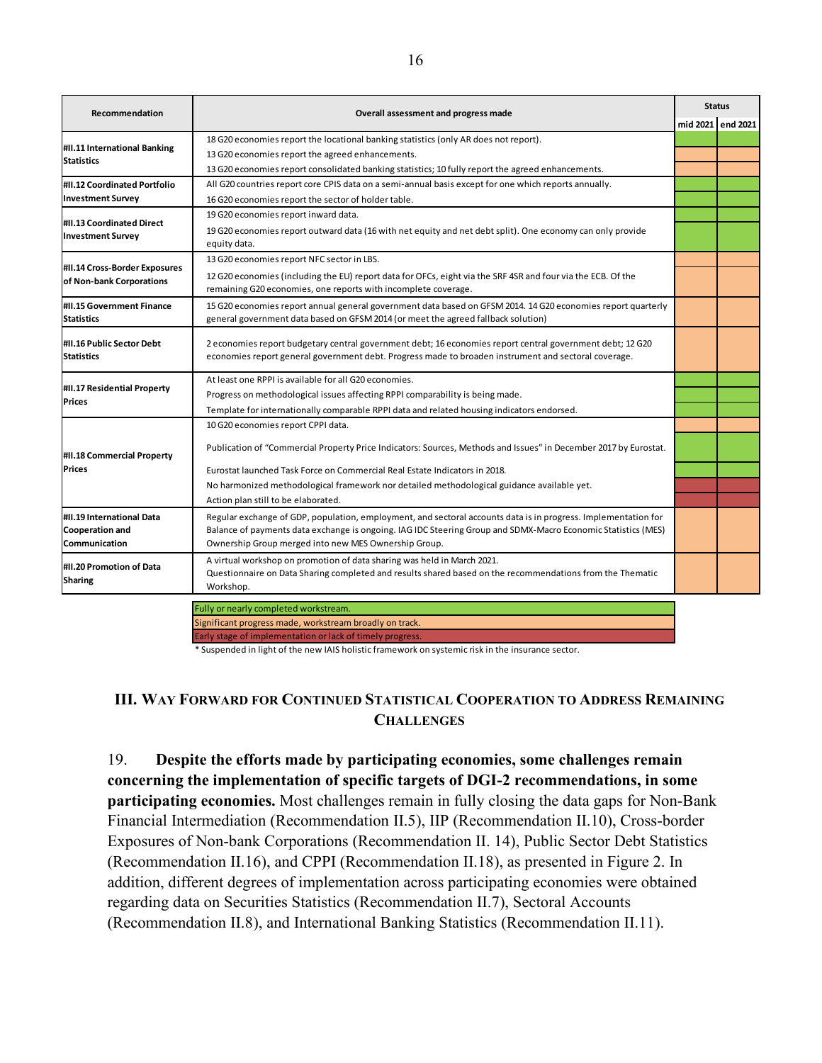| Recommendation | Overall assessment and progress made | Status | |
|---|---|---|---|
| | | mid 2021 | end 2021 |
| #II.11 International Banking Statistics | 18 G20 economies report the locational banking statistics (only AR does not report). | Green | Green |
| | 13 G20 economies report the agreed enhancements. | Orange | Orange |
| | 13 G20 economies report consolidated banking statistics; 10 fully report the agreed enhancements. | Orange | Orange |
| #II.12 Coordinated Portfolio Investment Survey | All G20 countries report core CPIS data on a semi-annual basis except for one which reports annually. | Green | Green |
| | 16 G20 economies report the sector of holder table. | Green | Green |
| #II.13 Coordinated Direct Investment Survey | 19 G20 economies report inward data. | Green | Green |
| | 19 G20 economies report outward data (16 with net equity and net debt split). One economy can only provide equity data. | Green | Green |
| #II.14 Cross-Border Exposures of Non-bank Corporations | 13 G20 economies report NFC sector in LBS. | Orange | Orange |
| | 12 G20 economies (including the EU) report data for OFCs, eight via the SRF 4SR and four via the ECB. Of the remaining G20 economies, one reports with incomplete coverage. | Orange | Orange |
| #II.15 Government Finance Statistics | 15 G20 economies report annual general government data based on GFSM 2014. 14 G20 economies report quarterly general government data based on GFSM 2014 (or meet the agreed fallback solution) | Orange | Orange |
| #II.16 Public Sector Debt Statistics | 2 economies report budgetary central government debt; 16 economies report central government debt; 12 G20 economies report general government debt. Progress made to broaden instrument and sectoral coverage. | Orange | Orange |
| #II.17 Residential Property Prices | At least one RPPI is available for all G20 economies. | Green | Green |
| | Progress on methodological issues affecting RPPI comparability is being made. | Green | Green |
| | Template for internationally comparable RPPI data and related housing indicators endorsed. | Green | Green |
| #II.18 Commercial Property Prices | 10 G20 economies report CPPI data. | Orange | Orange |
| | Publication of "Commercial Property Price Indicators: Sources, Methods and Issues" in December 2017 by Eurostat. | Green | Green |
| | Eurostat launched Task Force on Commercial Real Estate Indicators in 2018. | Green | Green |
| | No harmonized methodological framework nor detailed methodological guidance available yet. | Red | Red |
| | Action plan still to be elaborated. | Red | Red |
| #II.19 International Data Cooperation and Communication | Regular exchange of GDP, population, employment, and sectoral accounts data is in progress. Implementation for Balance of payments data exchange is ongoing. IAG IDC Steering Group and SDMX-Macro Economic Statistics (MES) Ownership Group merged into new MES Ownership Group. | Orange | Orange |
| #II.20 Promotion of Data Sharing | A virtual workshop on promotion of data sharing was held in March 2021. Questionnaire on Data Sharing completed and results shared based on the recommendations from the Thematic Workshop. | Orange | Orange |

Legend:
- Green: Fully or nearly completed workstream.
- Orange: Significant progress made, workstream broadly on track.
- Red: Early stage of implementation or lack of timely progress.

\* Suspended in light of the new IAIS holistic framework on systemic risk in the insurance sector.

## III. Way Forward for Continued Statistical Cooperation to Address Remaining Challenges

19. **Despite the efforts made by participating economies, some challenges remain concerning the implementation of specific targets of DGI-2 recommendations, in some participating economies.** Most challenges remain in fully closing the data gaps for Non-Bank Financial Intermediation (Recommendation II.5), IIP (Recommendation II.10), Cross-border Exposures of Non-bank Corporations (Recommendation II. 14), Public Sector Debt Statistics (Recommendation II.16), and CPPI (Recommendation II.18), as presented in Figure 2. In addition, different degrees of implementation across participating economies were obtained regarding data on Securities Statistics (Recommendation II.7), Sectoral Accounts (Recommendation II.8), and International Banking Statistics (Recommendation II.11).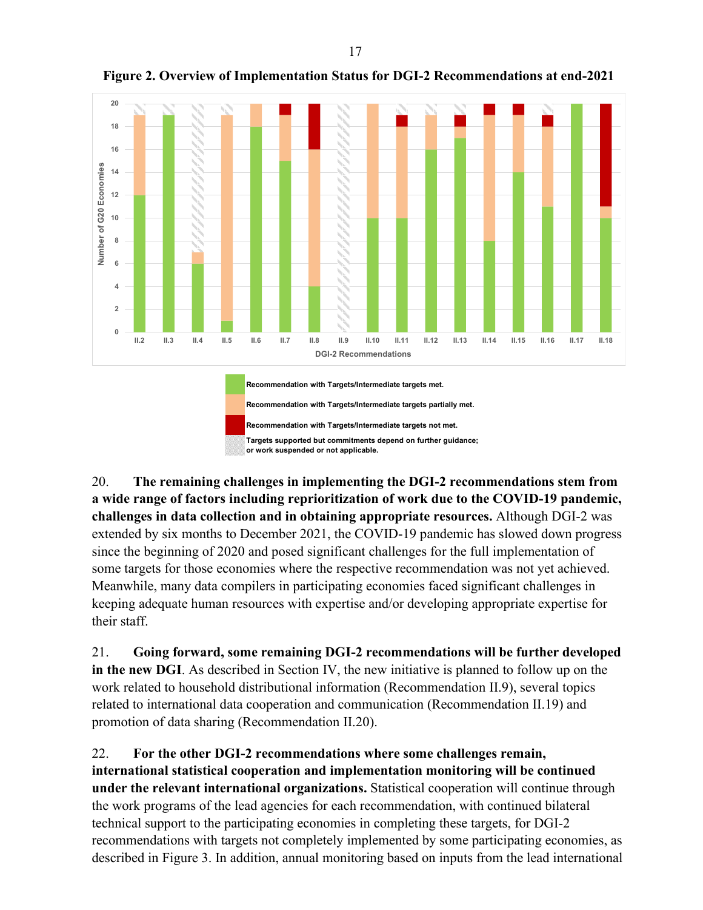**Figure 2. Overview of Implementation Status for DGI-2 Recommendations at end-2021**

20. **The remaining challenges in implementing the DGI-2 recommendations stem from a wide range of factors including reprioritization of work due to the COVID-19 pandemic, challenges in data collection and in obtaining appropriate resources.** Although DGI-2 was extended by six months to December 2021, the COVID-19 pandemic has slowed down progress since the beginning of 2020 and posed significant challenges for the full implementation of some targets for those economies where the respective recommendation was not yet achieved. Meanwhile, many data compilers in participating economies faced significant challenges in keeping adequate human resources with expertise and/or developing appropriate expertise for their staff.

21. **Going forward, some remaining DGI-2 recommendations will be further developed in the new DGI**. As described in Section IV, the new initiative is planned to follow up on the work related to household distributional information (Recommendation II.9), several topics related to international data cooperation and communication (Recommendation II.19) and promotion of data sharing (Recommendation II.20).

22. **For the other DGI-2 recommendations where some challenges remain, international statistical cooperation and implementation monitoring will be continued under the relevant international organizations.** Statistical cooperation will continue through the work programs of the lead agencies for each recommendation, with continued bilateral technical support to the participating economies in completing these targets, for DGI-2 recommendations with targets not completely implemented by some participating economies, as described in Figure 3. In addition, annual monitoring based on inputs from the lead international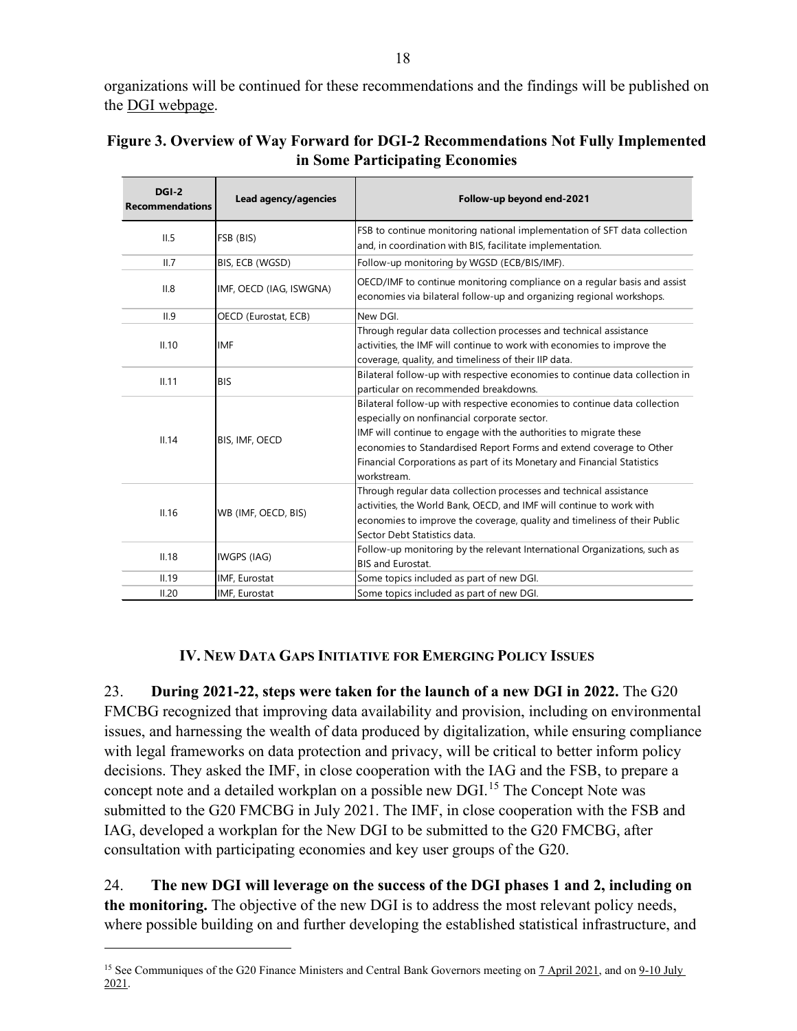organizations will be continued for these recommendations and the findings will be published on the DGI webpage.

**Figure 3. Overview of Way Forward for DGI-2 Recommendations Not Fully Implemented in Some Participating Economies**

| DGI-2 Recommendations | Lead agency/agencies | Follow-up beyond end-2021 |
|---|---|---|
| II.5 | FSB (BIS) | FSB to continue monitoring national implementation of SFT data collection and, in coordination with BIS, facilitate implementation. |
| II.7 | BIS, ECB (WGSD) | Follow-up monitoring by WGSD (ECB/BIS/IMF). |
| II.8 | IMF, OECD (IAG, ISWGNA) | OECD/IMF to continue monitoring compliance on a regular basis and assist economies via bilateral follow-up and organizing regional workshops. |
| II.9 | OECD (Eurostat, ECB) | New DGI. |
| II.10 | IMF | Through regular data collection processes and technical assistance activities, the IMF will continue to work with economies to improve the coverage, quality, and timeliness of their IIP data. |
| II.11 | BIS | Bilateral follow-up with respective economies to continue data collection in particular on recommended breakdowns. |
| II.14 | BIS, IMF, OECD | Bilateral follow-up with respective economies to continue data collection especially on nonfinancial corporate sector. IMF will continue to engage with the authorities to migrate these economies to Standardised Report Forms and extend coverage to Other Financial Corporations as part of its Monetary and Financial Statistics workstream. |
| II.16 | WB (IMF, OECD, BIS) | Through regular data collection processes and technical assistance activities, the World Bank, OECD, and IMF will continue to work with economies to improve the coverage, quality and timeliness of their Public Sector Debt Statistics data. |
| II.18 | IWGPS (IAG) | Follow-up monitoring by the relevant International Organizations, such as BIS and Eurostat. |
| II.19 | IMF, Eurostat | Some topics included as part of new DGI. |
| II.20 | IMF, Eurostat | Some topics included as part of new DGI. |

## IV. New Data Gaps Initiative for Emerging Policy Issues

23. **During 2021-22, steps were taken for the launch of a new DGI in 2022.** The G20 FMCBG recognized that improving data availability and provision, including on environmental issues, and harnessing the wealth of data produced by digitalization, while ensuring compliance with legal frameworks on data protection and privacy, will be critical to better inform policy decisions. They asked the IMF, in close cooperation with the IAG and the FSB, to prepare a concept note and a detailed workplan on a possible new DGI.[15] The Concept Note was submitted to the G20 FMCBG in July 2021. The IMF, in close cooperation with the FSB and IAG, developed a workplan for the New DGI to be submitted to the G20 FMCBG, after consultation with participating economies and key user groups of the G20.

24. **The new DGI will leverage on the success of the DGI phases 1 and 2, including on the monitoring.** The objective of the new DGI is to address the most relevant policy needs, where possible building on and further developing the established statistical infrastructure, and

[15] See Communiques of the G20 Finance Ministers and Central Bank Governors meeting on 7 April 2021, and on 9-10 July 2021.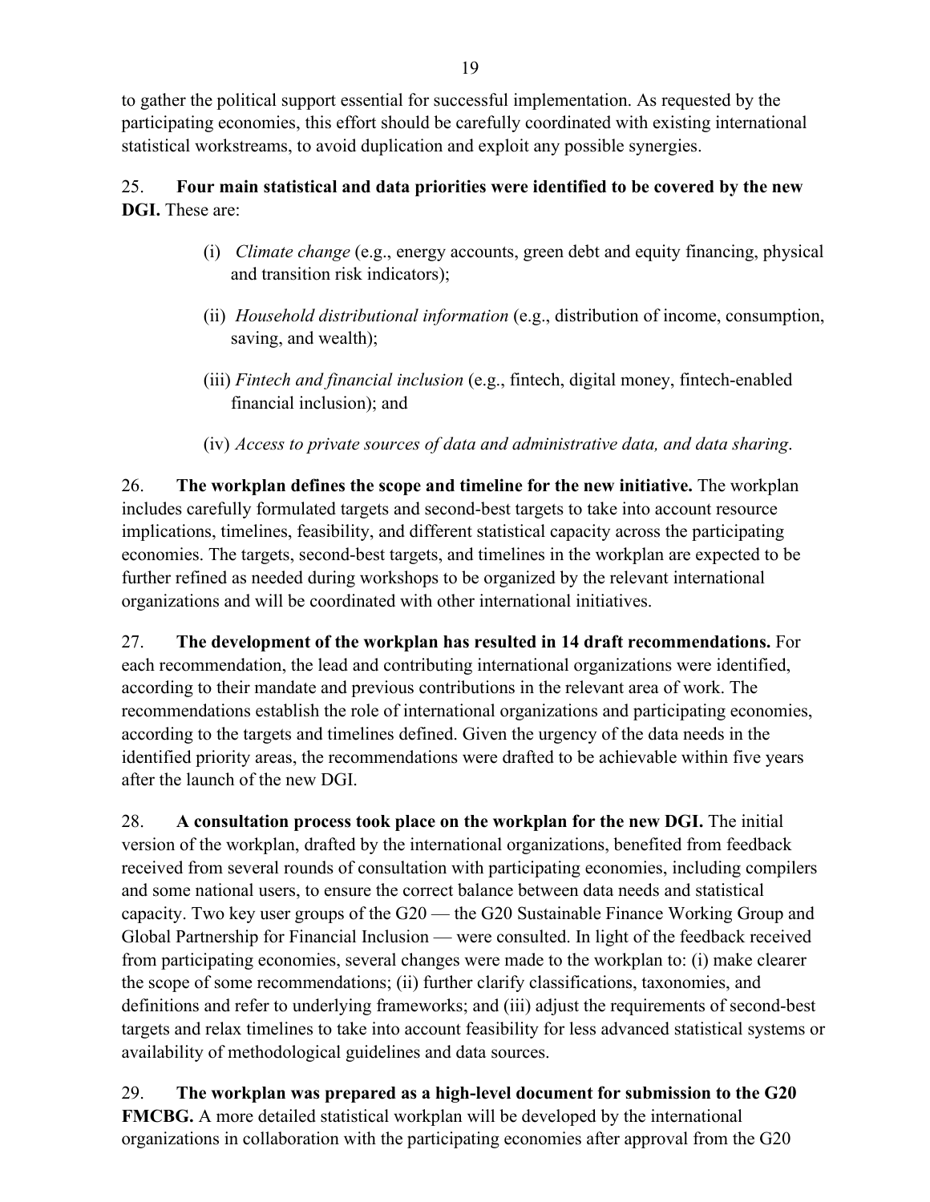to gather the political support essential for successful implementation. As requested by the participating economies, this effort should be carefully coordinated with existing international statistical workstreams, to avoid duplication and exploit any possible synergies.

25. **Four main statistical and data priorities were identified to be covered by the new DGI.** These are:

(i) *Climate change* (e.g., energy accounts, green debt and equity financing, physical and transition risk indicators);

(ii) *Household distributional information* (e.g., distribution of income, consumption, saving, and wealth);

(iii) *Fintech and financial inclusion* (e.g., fintech, digital money, fintech-enabled financial inclusion); and

(iv) *Access to private sources of data and administrative data, and data sharing*.

26. **The workplan defines the scope and timeline for the new initiative.** The workplan includes carefully formulated targets and second-best targets to take into account resource implications, timelines, feasibility, and different statistical capacity across the participating economies. The targets, second-best targets, and timelines in the workplan are expected to be further refined as needed during workshops to be organized by the relevant international organizations and will be coordinated with other international initiatives.

27. **The development of the workplan has resulted in 14 draft recommendations.** For each recommendation, the lead and contributing international organizations were identified, according to their mandate and previous contributions in the relevant area of work. The recommendations establish the role of international organizations and participating economies, according to the targets and timelines defined. Given the urgency of the data needs in the identified priority areas, the recommendations were drafted to be achievable within five years after the launch of the new DGI.

28. **A consultation process took place on the workplan for the new DGI.** The initial version of the workplan, drafted by the international organizations, benefited from feedback received from several rounds of consultation with participating economies, including compilers and some national users, to ensure the correct balance between data needs and statistical capacity. Two key user groups of the G20 — the G20 Sustainable Finance Working Group and Global Partnership for Financial Inclusion — were consulted. In light of the feedback received from participating economies, several changes were made to the workplan to: (i) make clearer the scope of some recommendations; (ii) further clarify classifications, taxonomies, and definitions and refer to underlying frameworks; and (iii) adjust the requirements of second-best targets and relax timelines to take into account feasibility for less advanced statistical systems or availability of methodological guidelines and data sources.

29. **The workplan was prepared as a high-level document for submission to the G20 FMCBG.** A more detailed statistical workplan will be developed by the international organizations in collaboration with the participating economies after approval from the G20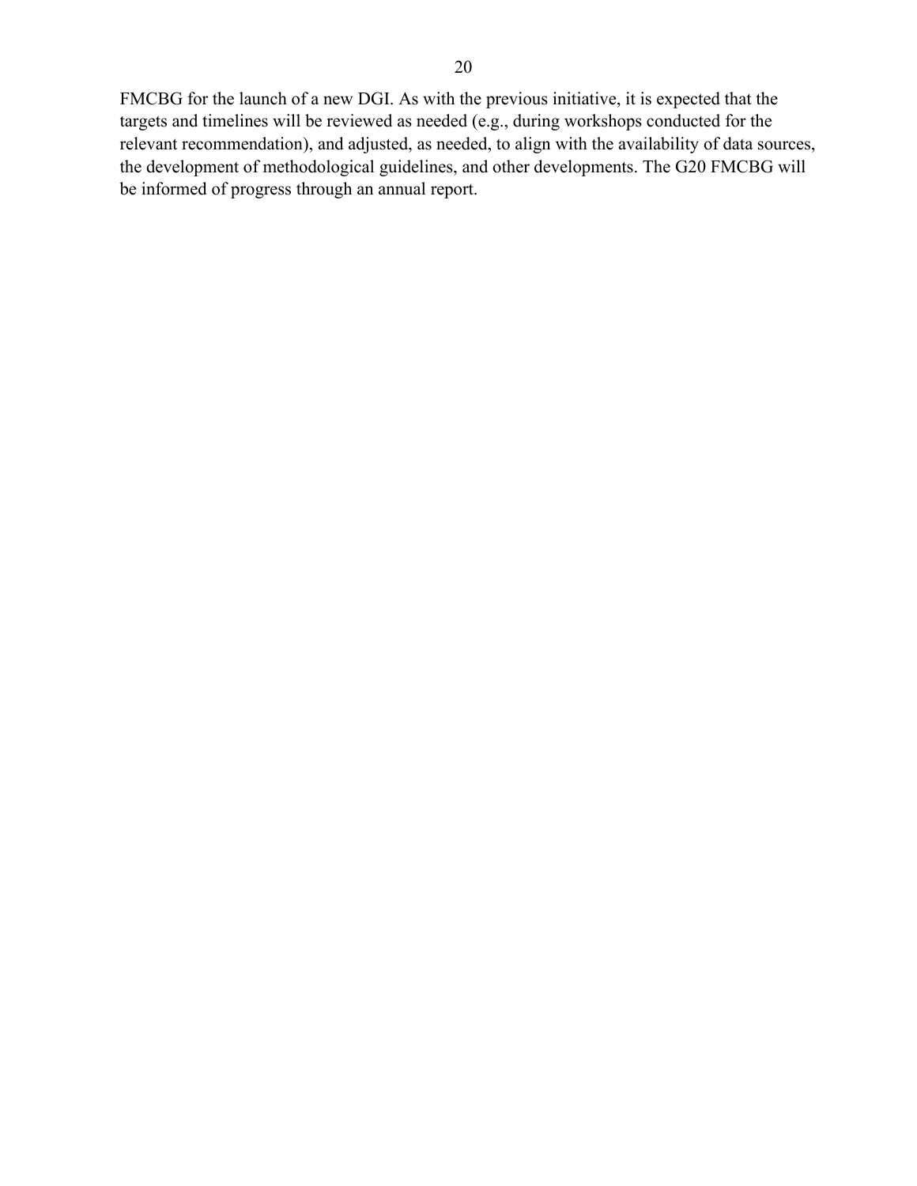FMCBG for the launch of a new DGI. As with the previous initiative, it is expected that the targets and timelines will be reviewed as needed (e.g., during workshops conducted for the relevant recommendation), and adjusted, as needed, to align with the availability of data sources, the development of methodological guidelines, and other developments. The G20 FMCBG will be informed of progress through an annual report.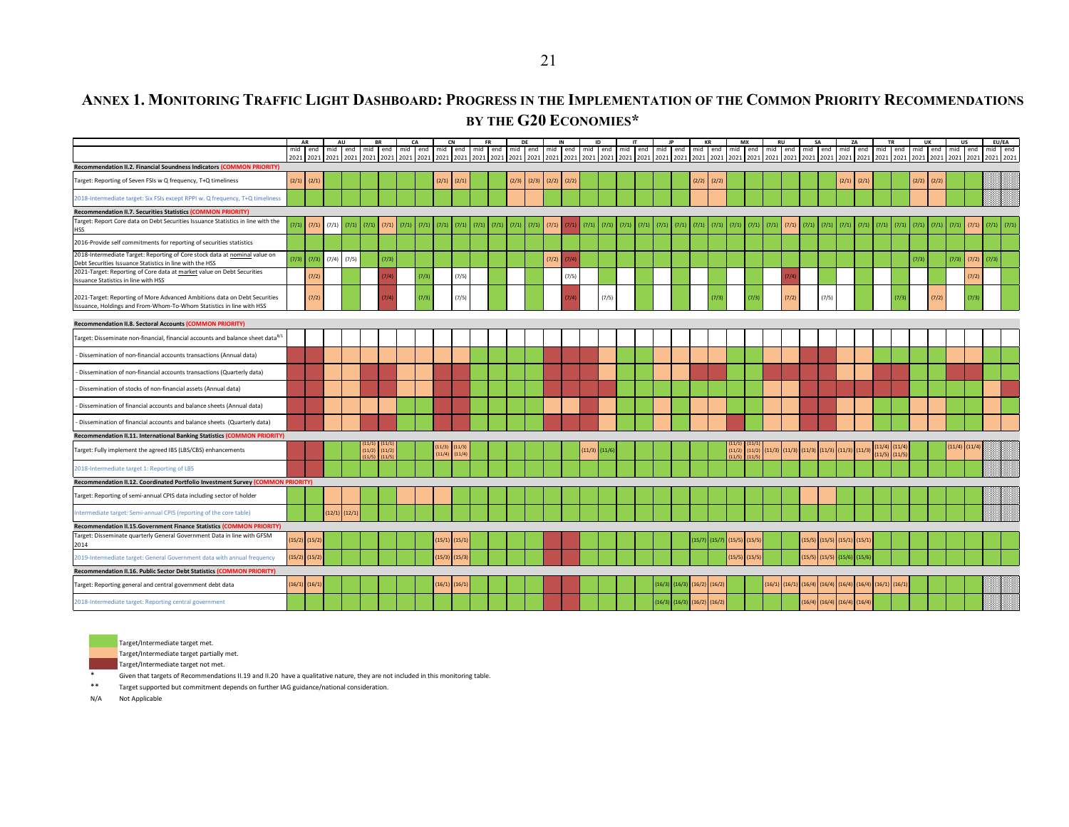# Annex 1. Monitoring Traffic Light Dashboard: Progress in the Implementation of the Common Priority Recommendations by the G20 Economies*

| | AR | | AU | | BR | | CA | | CN | | FR | | DE | | IN | | ID | | IT | | JP | | KR | | MX | | RU | | SA | | ZA | | TR | | UK | | US | | EU/EA | |
|---|---|---|---|---|---|---|---|---|---|---|---|---|---|---|---|---|---|---|---|---|---|---|---|---|---|---|---|---|---|---|---|---|---|---|---|---|---|---|---|---|
| | mid 2021 | end 2021 | mid 2021 | end 2021 | mid 2021 | end 2021 | mid 2021 | end 2021 | mid 2021 | end 2021 | mid 2021 | end 2021 | mid 2021 | end 2021 | mid 2021 | end 2021 | mid 2021 | end 2021 | mid 2021 | end 2021 | mid 2021 | end 2021 | mid 2021 | end 2021 | mid 2021 | end 2021 | mid 2021 | end 2021 | mid 2021 | end 2021 | mid 2021 | end 2021 | mid 2021 | end 2021 | mid 2021 | end 2021 | mid 2021 | end 2021 | mid 2021 | end 2021 |
| **Recommendation II.2. Financial Soundness Indicators (COMMON PRIORITY)** | | | | | | | | | | | | | | | | | | | | | | | | | | | | | | | | | | | | | | | | |
| Target: Reporting of Seven FSIs w Q frequency, T+Q timeliness | (2/1) | (2/1) | | | | | | | (2/1) | (2/1) | | | (2/3) | (2/3) | (2/2) | (2/2) | | | | | | | (2/2) | (2/2) | | | | | | | (2/1) | (2/1) | | | (2/2) | (2/2) | | | | |
| 2018-Intermediate target: Six FSIs except RPPI w. Q frequency, T+Q timeliness | | | | | | | | | | | | | | | | | | | | | | | | | | | | | | | | | | | | | | | | |
| **Recommendation II.7. Securities Statistics (COMMON PRIORITY)** | | | | | | | | | | | | | | | | | | | | | | | | | | | | | | | | | | | | | | | | |
| Target: Report Core data on Debt Securities Issuance Statistics in line with the HSS | (7/1) | (7/1) | (7/1) | (7/1) | (7/1) | (7/1) | (7/1) | (7/1) | (7/1) | (7/1) | (7/1) | (7/1) | (7/1) | (7/1) | (7/1) | (7/1) | (7/1) | (7/1) | (7/1) | (7/1) | (7/1) | (7/1) | (7/1) | (7/1) | (7/1) | (7/1) | (7/1) | (7/1) | (7/1) | (7/1) | (7/1) | (7/1) | (7/1) | (7/1) | (7/1) | (7/1) | (7/1) | (7/1) | (7/1) | (7/1) |
| 2016-Provide self commitments for reporting of securities statistics | | | | | | | | | | | | | | | | | | | | | | | | | | | | | | | | | | | | | | | | |
| 2018-Intermediate Target: Reporting of Core stock data at nominal value on Debt Securities Issuance Statistics in line with the HSS | (7/3) | (7/3) | (7/4) | (7/5) | | (7/3) | | | | | | | | | (7/2) | (7/4) | | | | | | | | | | | | | | | | | | | | (7/3) | | (7/3) | (7/2) | (7/3) |
| 2021-Target: Reporting of Core data at market value on Debt Securities Issuance Statistics in line with HSS | | (7/2) | | | | (7/4) | | (7/3) | | (7/5) | | | | | | (7/5) | | | | | | | | | | | | (7/4) | | | | | | | | | | (7/2) | | |
| 2021-Target: Reporting of More Advanced Ambitions data on Debt Securities Issuance, Holdings and From-Whom-To-Whom Statistics in line with HSS | | (7/2) | | | | (7/4) | | (7/3) | | (7/5) | | | | | | (7/4) | | (7/5) | | | | | | (7/3) | | (7/3) | | (7/2) | | (7/5) | | | | (7/3) | | (7/2) | | (7/3) | | |
| **Recommendation II.8. Sectoral Accounts (COMMON PRIORITY)** | | | | | | | | | | | | | | | | | | | | | | | | | | | | | | | | | | | | | | | | |
| Target: Disseminate non-financial, financial accounts and balance sheet data[8/1] | | | | | | | | | | | | | | | | | | | | | | | | | | | | | | | | | | | | | | | | |
| - Dissemination of non-financial accounts transactions (Annual data) | | | | | | | | | | | | | | | | | | | | | | | | | | | | | | | | | | | | | | | | |
| - Dissemination of non-financial accounts transactions (Quarterly data) | | | | | | | | | | | | | | | | | | | | | | | | | | | | | | | | | | | | | | | | |
| - Dissemination of stocks of non-financial assets (Annual data) | | | | | | | | | | | | | | | | | | | | | | | | | | | | | | | | | | | | | | | | |
| - Dissemination of financial accounts and balance sheets (Annual data) | | | | | | | | | | | | | | | | | | | | | | | | | | | | | | | | | | | | | | | | |
| - Dissemination of financial accounts and balance sheets (Quarterly data) | | | | | | | | | | | | | | | | | | | | | | | | | | | | | | | | | | | | | | | | |
| **Recommendation II.11. International Banking Statistics (COMMON PRIORITY)** | | | | | | | | | | | | | | | | | | | | | | | | | | | | | | | | | | | | | | | | |
| Target: Fully implement the agreed IBS (LBS/CBS) enhancements | | | | | (11/1) (11/2) (11/5) | (11/1) (11/2) (11/5) | | | (11/3) (11/4) | (11/3) (11/4) | | | | | | | (11/3) | (11/6) | | | | | | | (11/1) (11/2) (11/5) | (11/1) (11/2) (11/5) | (11/3) | (11/3) | (11/3) | (11/3) | (11/3) | (11/3) | (11/4) (11/5) | (11/4) (11/5) | | | (11/4) | (11/4) | | |
| 2018-Intermediate target 1: Reporting of LBS | | | | | | | | | | | | | | | | | | | | | | | | | | | | | | | | | | | | | | | | |
| **Recommendation II.12. Coordinated Portfolio Investment Survey (COMMON PRIORITY)** | | | | | | | | | | | | | | | | | | | | | | | | | | | | | | | | | | | | | | | | |
| Target: Reporting of semi-annual CPIS data including sector of holder | | | | | | | | | | | | | | | | | | | | | | | | | | | | | | | | | | | | | | | | |
| Intermediate target: Semi-annual CPIS (reporting of the core table) | | | (12/1) | (12/1) | | | | | | | | | | | | | | | | | | | | | | | | | | | | | | | | | | | | |
| **Recommendation II.15.Government Finance Statistics (COMMON PRIORITY)** | | | | | | | | | | | | | | | | | | | | | | | | | | | | | | | | | | | | | | | | |
| Target: Disseminate quarterly General Government Data in line with GFSM 2014 | (15/2) | (15/2) | | | | | | | (15/1) | (15/1) | | | | | | | | | | | | | (15/7) | (15/7) | (15/5) | (15/5) | | | (15/5) | (15/5) | (15/1) | (15/1) | | | | | | | | |
| 2019-Intermediate target: General Government data with annual frequency | (15/2) | (15/2) | | | | | | | (15/3) | (15/3) | | | | | | | | | | | | | | | (15/5) | (15/5) | | | (15/5) | (15/5) | (15/6) | (15/6) | | | | | | | | |
| **Recommendation II.16. Public Sector Debt Statistics (COMMON PRIORITY)** | | | | | | | | | | | | | | | | | | | | | | | | | | | | | | | | | | | | | | | | |
| Target: Reporting general and central government debt data | (16/1) | (16/1) | | | | | | | (16/1) | (16/1) | | | | | | | | | | | (16/3) | (16/3) | (16/2) | (16/2) | | | (16/1) | (16/1) | (16/4) | (16/4) | (16/4) | (16/4) | (16/1) | (16/1) | | | | | | |
| 2018-Intermediate target: Reporting central government | | | | | | | | | | | | | | | | | | | | | (16/3) | (16/3) | (16/2) | (16/2) | | | | | (16/4) | (16/4) | (16/4) | (16/4) | | | | | | | | |

Target/Intermediate target met.

Target/Intermediate target partially met.

Target/Intermediate target not met.

\* Given that targets of Recommendations II.19 and II.20 have a qualitative nature, they are not included in this monitoring table.

\*\* Target supported but commitment depends on further IAG guidance/national consideration.

N/A Not Applicable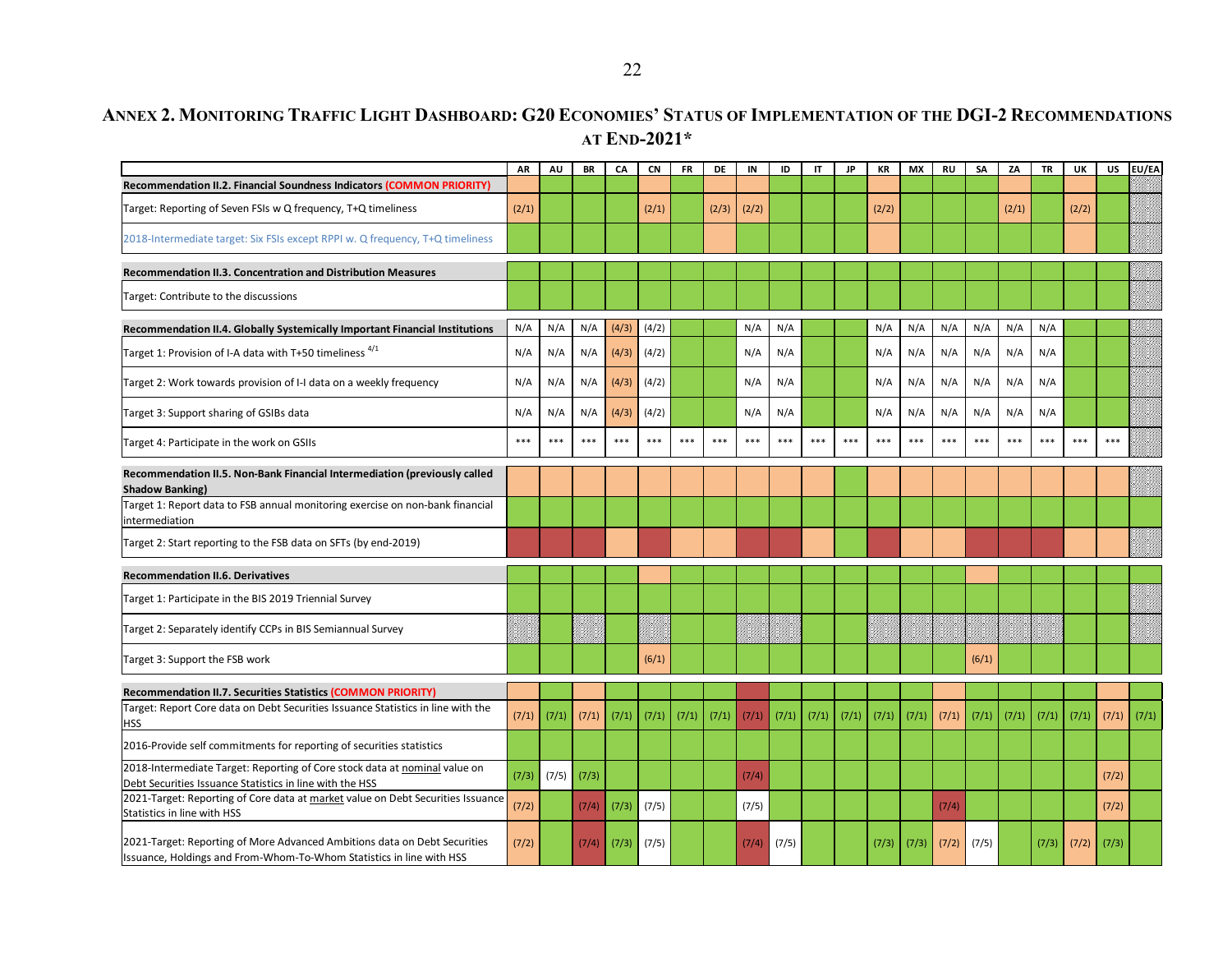# ANNEX 2. MONITORING TRAFFIC LIGHT DASHBOARD: G20 ECONOMIES' STATUS OF IMPLEMENTATION OF THE DGI-2 RECOMMENDATIONS AT END-2021*

| | AR | AU | BR | CA | CN | FR | DE | IN | ID | IT | JP | KR | MX | RU | SA | ZA | TR | UK | US | EU/EA |
|---|---|---|---|---|---|---|---|---|---|---|---|---|---|---|---|---|---|---|---|---|
| **Recommendation II.2. Financial Soundness Indicators (COMMON PRIORITY)** | | | | | | | | | | | | | | | | | | | | |
| Target: Reporting of Seven FSIs w Q frequency, T+Q timeliness | (2/1) | | | | (2/1) | | (2/3) | (2/2) | | | | (2/2) | | | | (2/1) | | (2/2) | | |
| 2018-Intermediate target: Six FSIs except RPPI w. Q frequency, T+Q timeliness | | | | | | | | | | | | | | | | | | | | |
| **Recommendation II.3. Concentration and Distribution Measures** | | | | | | | | | | | | | | | | | | | | |
| Target: Contribute to the discussions | | | | | | | | | | | | | | | | | | | | |
| **Recommendation II.4. Globally Systemically Important Financial Institutions** | N/A | N/A | N/A | (4/3) | (4/2) | | | N/A | N/A | | | N/A | N/A | N/A | N/A | N/A | N/A | | | |
| Target 1: Provision of I-A data with T+50 timeliness [4/1] | N/A | N/A | N/A | (4/3) | (4/2) | | | N/A | N/A | | | N/A | N/A | N/A | N/A | N/A | N/A | | | |
| Target 2: Work towards provision of I-I data on a weekly frequency | N/A | N/A | N/A | (4/3) | (4/2) | | | N/A | N/A | | | N/A | N/A | N/A | N/A | N/A | N/A | | | |
| Target 3: Support sharing of GSIBs data | N/A | N/A | N/A | (4/3) | (4/2) | | | N/A | N/A | | | N/A | N/A | N/A | N/A | N/A | N/A | | | |
| Target 4: Participate in the work on GSIIs | *** | *** | *** | *** | *** | *** | *** | *** | *** | *** | *** | *** | *** | *** | *** | *** | *** | *** | *** | |
| **Recommendation II.5. Non-Bank Financial Intermediation (previously called Shadow Banking)** | | | | | | | | | | | | | | | | | | | | |
| Target 1: Report data to FSB annual monitoring exercise on non-bank financial intermediation | | | | | | | | | | | | | | | | | | | | |
| Target 2: Start reporting to the FSB data on SFTs (by end-2019) | | | | | | | | | | | | | | | | | | | | |
| **Recommendation II.6. Derivatives** | | | | | | | | | | | | | | | | | | | | |
| Target 1: Participate in the BIS 2019 Triennial Survey | | | | | | | | | | | | | | | | | | | | |
| Target 2: Separately identify CCPs in BIS Semiannual Survey | | | | | | | | | | | | | | | | | | | | |
| Target 3: Support the FSB work | | | | | (6/1) | | | | | | | | | | (6/1) | | | | | |
| **Recommendation II.7. Securities Statistics (COMMON PRIORITY)** | | | | | | | | | | | | | | | | | | | | |
| Target: Report Core data on Debt Securities Issuance Statistics in line with the HSS | (7/1) | (7/1) | (7/1) | (7/1) | (7/1) | (7/1) | (7/1) | (7/1) | (7/1) | (7/1) | (7/1) | (7/1) | (7/1) | (7/1) | (7/1) | (7/1) | (7/1) | (7/1) | (7/1) | (7/1) |
| 2016-Provide self commitments for reporting of securities statistics | | | | | | | | | | | | | | | | | | | | |
| 2018-Intermediate Target: Reporting of Core stock data at nominal value on Debt Securities Issuance Statistics in line with the HSS | (7/3) | (7/5) | (7/3) | | | | | (7/4) | | | | | | | | | | | (7/2) | |
| 2021-Target: Reporting of Core data at market value on Debt Securities Issuance Statistics in line with HSS | (7/2) | | (7/4) | (7/3) | (7/5) | | | (7/5) | | | | | | (7/4) | | | | | (7/2) | |
| 2021-Target: Reporting of More Advanced Ambitions data on Debt Securities Issuance, Holdings and From-Whom-To-Whom Statistics in line with HSS | (7/2) | | (7/4) | (7/3) | (7/5) | | | (7/4) | (7/5) | | | (7/3) | (7/3) | (7/2) | (7/5) | | (7/3) | (7/2) | (7/3) | |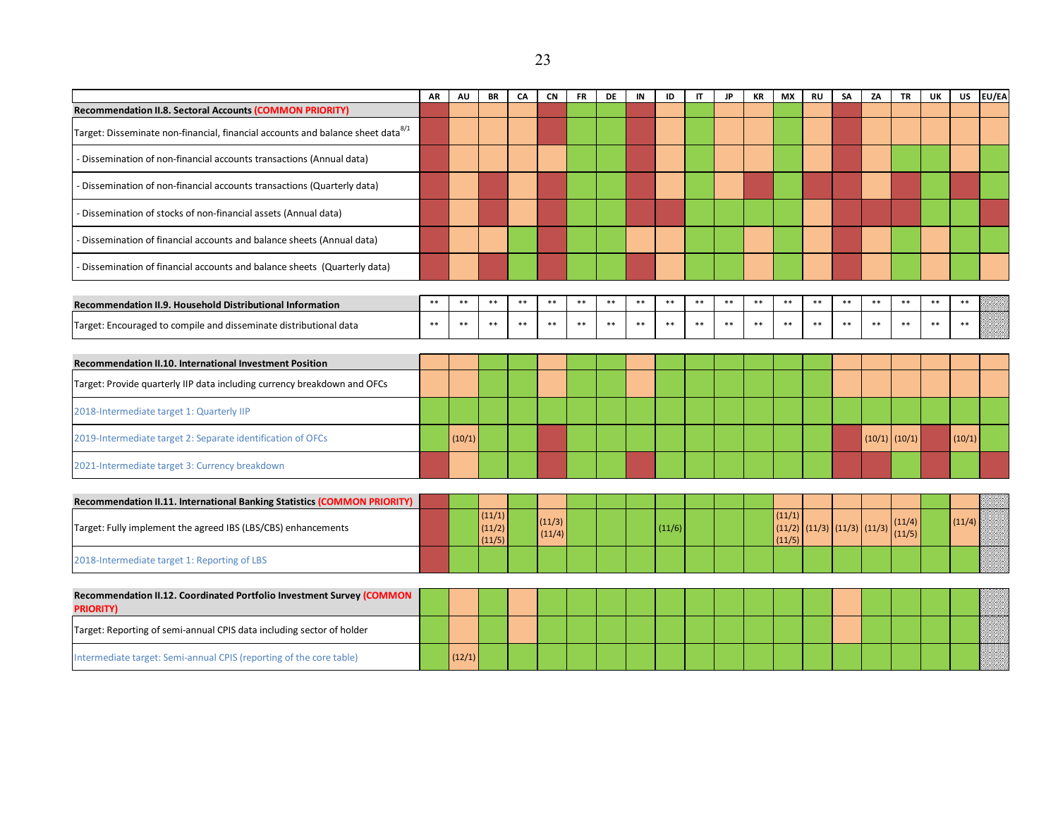| | AR | AU | BR | CA | CN | FR | DE | IN | ID | IT | JP | KR | MX | RU | SA | ZA | TR | UK | US | EU/EA |
|---|---|---|---|---|---|---|---|---|---|---|---|---|---|---|---|---|---|---|---|---|
| **Recommendation II.8. Sectoral Accounts (COMMON PRIORITY)** | | | | | | | | | | | | | | | | | | | | |
| Target: Disseminate non-financial, financial accounts and balance sheet data[8/1] | | | | | | | | | | | | | | | | | | | | |
| - Dissemination of non-financial accounts transactions (Annual data) | | | | | | | | | | | | | | | | | | | | |
| - Dissemination of non-financial accounts transactions (Quarterly data) | | | | | | | | | | | | | | | | | | | | |
| - Dissemination of stocks of non-financial assets (Annual data) | | | | | | | | | | | | | | | | | | | | |
| - Dissemination of financial accounts and balance sheets (Annual data) | | | | | | | | | | | | | | | | | | | | |
| - Dissemination of financial accounts and balance sheets (Quarterly data) | | | | | | | | | | | | | | | | | | | | |
| **Recommendation II.9. Household Distributional Information** | ** | ** | ** | ** | ** | ** | ** | ** | ** | ** | ** | ** | ** | ** | ** | ** | ** | ** | ** | |
| Target: Encouraged to compile and disseminate distributional data | ** | ** | ** | ** | ** | ** | ** | ** | ** | ** | ** | ** | ** | ** | ** | ** | ** | ** | ** | |
| **Recommendation II.10. International Investment Position** | | | | | | | | | | | | | | | | | | | | |
| Target: Provide quarterly IIP data including currency breakdown and OFCs | | | | | | | | | | | | | | | | | | | | |
| 2018-Intermediate target 1: Quarterly IIP | | | | | | | | | | | | | | | | | | | | |
| 2019-Intermediate target 2: Separate identification of OFCs | | (10/1) | | | | | | | | | | | | | | (10/1) | (10/1) | | (10/1) | |
| 2021-Intermediate target 3: Currency breakdown | | | | | | | | | | | | | | | | | | | | |
| **Recommendation II.11. International Banking Statistics (COMMON PRIORITY)** | | | | | | | | | | | | | | | | | | | | |
| Target: Fully implement the agreed IBS (LBS/CBS) enhancements | | | (11/1) (11/2) (11/5) | | (11/3) (11/4) | | | | (11/6) | | | | (11/1) (11/2) (11/5) | (11/3) | (11/3) | (11/3) | (11/4) (11/5) | | (11/4) | |
| 2018-Intermediate target 1: Reporting of LBS | | | | | | | | | | | | | | | | | | | | |
| **Recommendation II.12. Coordinated Portfolio Investment Survey (COMMON PRIORITY)** | | | | | | | | | | | | | | | | | | | | |
| Target: Reporting of semi-annual CPIS data including sector of holder | | | | | | | | | | | | | | | | | | | | |
| Intermediate target: Semi-annual CPIS (reporting of the core table) | | (12/1) | | | | | | | | | | | | | | | | | | |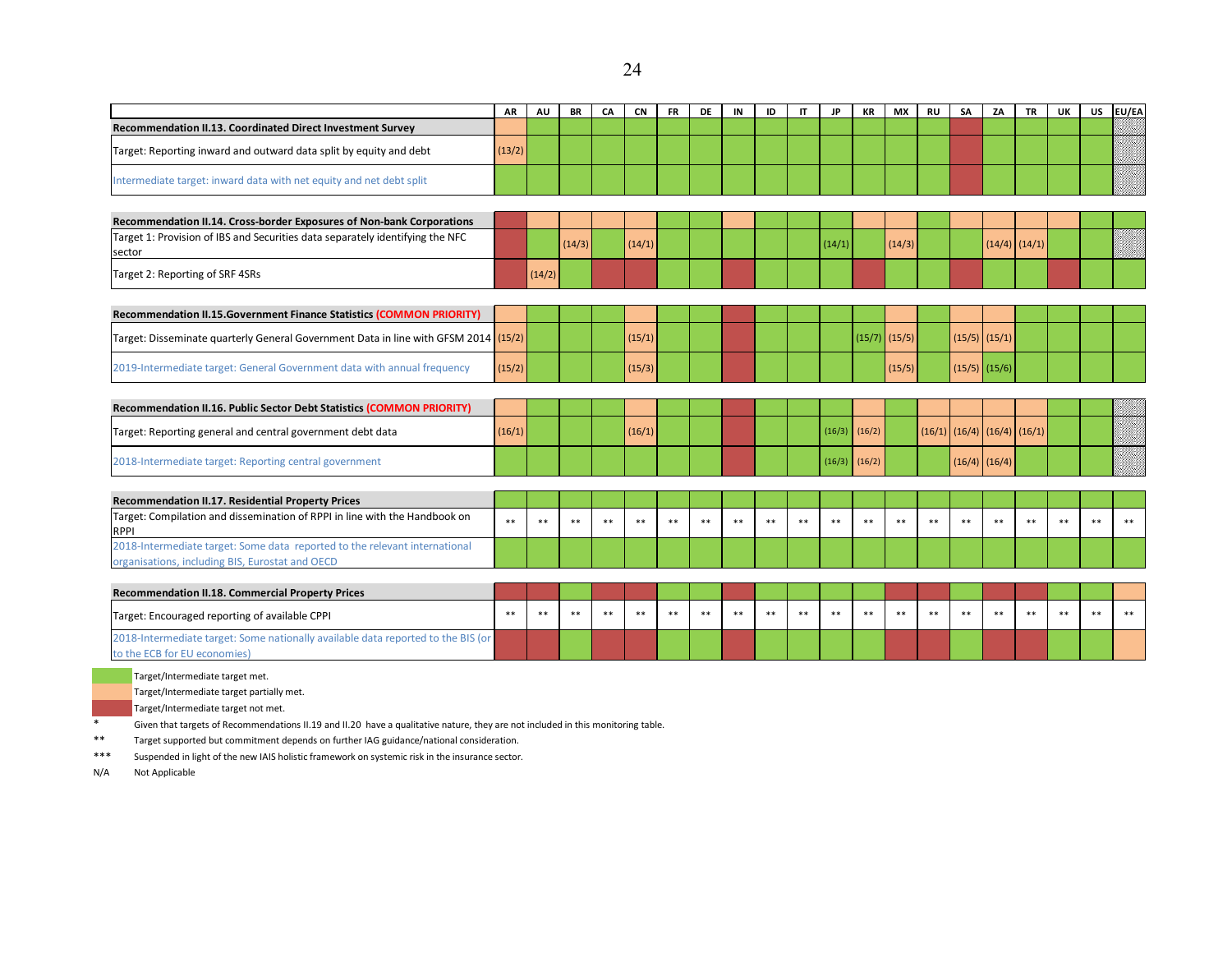| | AR | AU | BR | CA | CN | FR | DE | IN | ID | IT | JP | KR | MX | RU | SA | ZA | TR | UK | US | EU/EA |
|---|---|---|---|---|---|---|---|---|---|---|---|---|---|---|---|---|---|---|---|---|
| **Recommendation II.13. Coordinated Direct Investment Survey** | | | | | | | | | | | | | | | | | | | | |
| Target: Reporting inward and outward data split by equity and debt | (13/2) | | | | | | | | | | | | | | | | | | | |
| Intermediate target: inward data with net equity and net debt split | | | | | | | | | | | | | | | | | | | | |
| **Recommendation II.14. Cross-border Exposures of Non-bank Corporations** | | | | | | | | | | | | | | | | | | | | |
| Target 1: Provision of IBS and Securities data separately identifying the NFC sector | | | (14/3) | | (14/1) | | | | | | (14/1) | | (14/3) | | | (14/4) | (14/1) | | | |
| Target 2: Reporting of SRF 4SRs | | (14/2) | | | | | | | | | | | | | | | | | | |
| **Recommendation II.15.Government Finance Statistics (COMMON PRIORITY)** | | | | | | | | | | | | | | | | | | | | |
| Target: Disseminate quarterly General Government Data in line with GFSM 2014 | (15/2) | | | | (15/1) | | | | | | | (15/7) | (15/5) | | (15/5) | (15/1) | | | | |
| 2019-Intermediate target: General Government data with annual frequency | (15/2) | | | | (15/3) | | | | | | | | (15/5) | | (15/5) | (15/6) | | | | |
| **Recommendation II.16. Public Sector Debt Statistics (COMMON PRIORITY)** | | | | | | | | | | | | | | | | | | | | |
| Target: Reporting general and central government debt data | (16/1) | | | | (16/1) | | | | | | (16/3) | (16/2) | | (16/1) | (16/4) | (16/4) | (16/1) | | | |
| 2018-Intermediate target: Reporting central government | | | | | | | | | | | (16/3) | (16/2) | | | (16/4) | (16/4) | | | | |
| **Recommendation II.17. Residential Property Prices** | | | | | | | | | | | | | | | | | | | | |
| Target: Compilation and dissemination of RPPI in line with the Handbook on RPPI | ** | ** | ** | ** | ** | ** | ** | ** | ** | ** | ** | ** | ** | ** | ** | ** | ** | ** | ** | ** |
| 2018-Intermediate target: Some data reported to the relevant international organisations, including BIS, Eurostat and OECD | | | | | | | | | | | | | | | | | | | | |
| **Recommendation II.18. Commercial Property Prices** | | | | | | | | | | | | | | | | | | | | |
| Target: Encouraged reporting of available CPPI | ** | ** | ** | ** | ** | ** | ** | ** | ** | ** | ** | ** | ** | ** | ** | ** | ** | ** | ** | ** |
| 2018-Intermediate target: Some nationally available data reported to the BIS (or to the ECB for EU economies) | | | | | | | | | | | | | | | | | | | | |

Target/Intermediate target met.

Target/Intermediate target partially met.

Target/Intermediate target not met.

\* Given that targets of Recommendations II.19 and II.20 have a qualitative nature, they are not included in this monitoring table.

\*\* Target supported but commitment depends on further IAG guidance/national consideration.

\*\*\* Suspended in light of the new IAIS holistic framework on systemic risk in the insurance sector.

N/A Not Applicable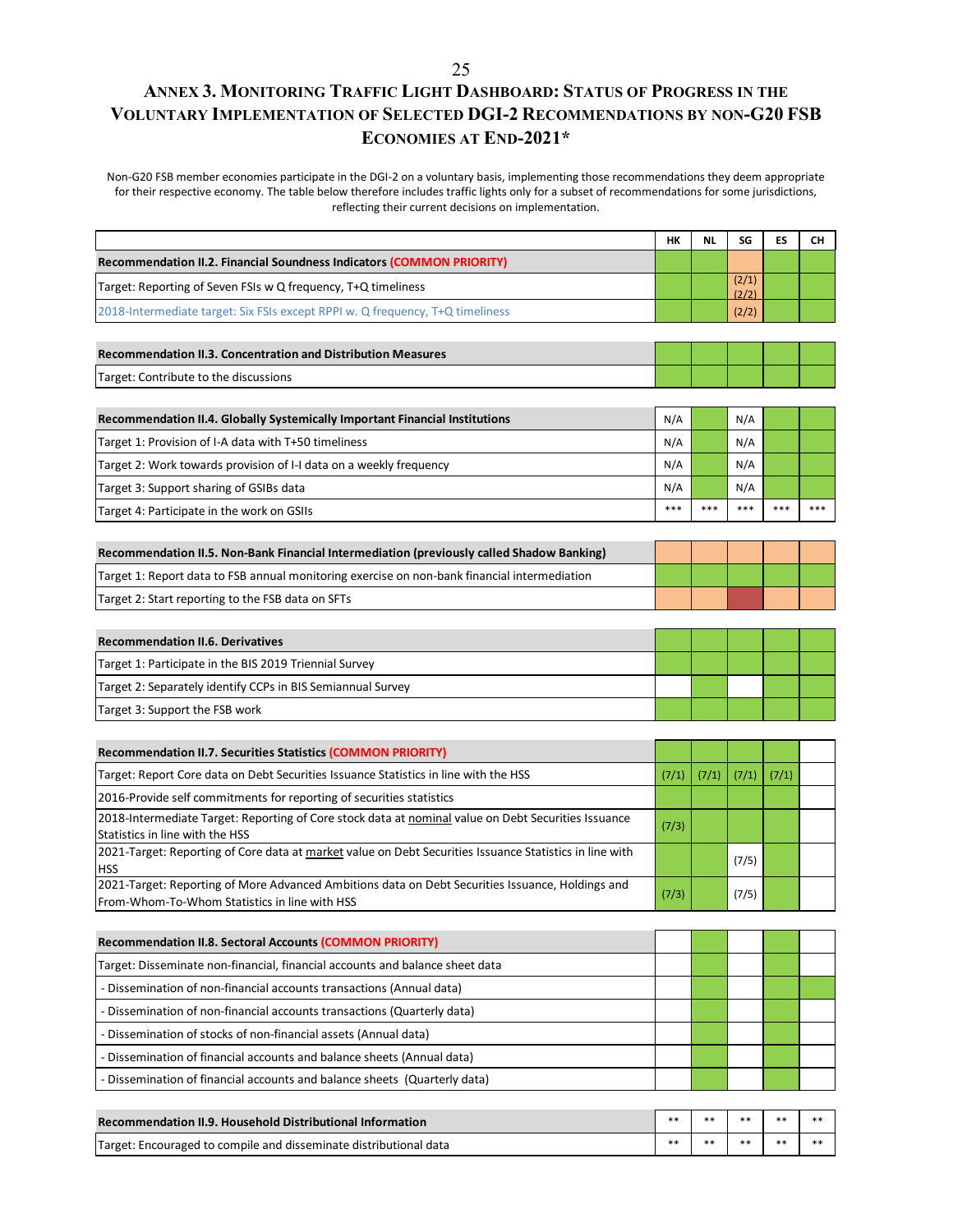# Annex 3. Monitoring Traffic Light Dashboard: Status of Progress in the Voluntary Implementation of Selected DGI-2 Recommendations by non-G20 FSB Economies at End-2021*

Non-G20 FSB member economies participate in the DGI-2 on a voluntary basis, implementing those recommendations they deem appropriate for their respective economy. The table below therefore includes traffic lights only for a subset of recommendations for some jurisdictions, reflecting their current decisions on implementation.

| | HK | NL | SG | ES | CH |
|---|---|---|---|---|---|
| **Recommendation II.2. Financial Soundness Indicators (COMMON PRIORITY)** | | | | | |
| Target: Reporting of Seven FSIs w Q frequency, T+Q timeliness | | | (2/1) (2/2) | | |
| 2018-Intermediate target: Six FSIs except RPPI w. Q frequency, T+Q timeliness | | | (2/2) | | |
| **Recommendation II.3. Concentration and Distribution Measures** | | | | | |
| Target: Contribute to the discussions | | | | | |
| **Recommendation II.4. Globally Systemically Important Financial Institutions** | N/A | | N/A | | |
| Target 1: Provision of I-A data with T+50 timeliness | N/A | | N/A | | |
| Target 2: Work towards provision of I-I data on a weekly frequency | N/A | | N/A | | |
| Target 3: Support sharing of GSIBs data | N/A | | N/A | | |
| Target 4: Participate in the work on GSIIs | *** | *** | *** | *** | *** |
| **Recommendation II.5. Non-Bank Financial Intermediation (previously called Shadow Banking)** | | | | | |
| Target 1: Report data to FSB annual monitoring exercise on non-bank financial intermediation | | | | | |
| Target 2: Start reporting to the FSB data on SFTs | | | | | |
| **Recommendation II.6. Derivatives** | | | | | |
| Target 1: Participate in the BIS 2019 Triennial Survey | | | | | |
| Target 2: Separately identify CCPs in BIS Semiannual Survey | | | | | |
| Target 3: Support the FSB work | | | | | |
| **Recommendation II.7. Securities Statistics (COMMON PRIORITY)** | | | | | |
| Target: Report Core data on Debt Securities Issuance Statistics in line with the HSS | (7/1) | (7/1) | (7/1) | (7/1) | |
| 2016-Provide self commitments for reporting of securities statistics | | | | | |
| 2018-Intermediate Target: Reporting of Core stock data at nominal value on Debt Securities Issuance Statistics in line with the HSS | (7/3) | | | | |
| 2021-Target: Reporting of Core data at market value on Debt Securities Issuance Statistics in line with HSS | | | (7/5) | | |
| 2021-Target: Reporting of More Advanced Ambitions data on Debt Securities Issuance, Holdings and From-Whom-To-Whom Statistics in line with HSS | (7/3) | | (7/5) | | |
| **Recommendation II.8. Sectoral Accounts (COMMON PRIORITY)** | | | | | |
| Target: Disseminate non-financial, financial accounts and balance sheet data | | | | | |
| - Dissemination of non-financial accounts transactions (Annual data) | | | | | |
| - Dissemination of non-financial accounts transactions (Quarterly data) | | | | | |
| - Dissemination of stocks of non-financial assets (Annual data) | | | | | |
| - Dissemination of financial accounts and balance sheets (Annual data) | | | | | |
| - Dissemination of financial accounts and balance sheets (Quarterly data) | | | | | |
| **Recommendation II.9. Household Distributional Information** | ** | ** | ** | ** | ** |
| Target: Encouraged to compile and disseminate distributional data | ** | ** | ** | ** | ** |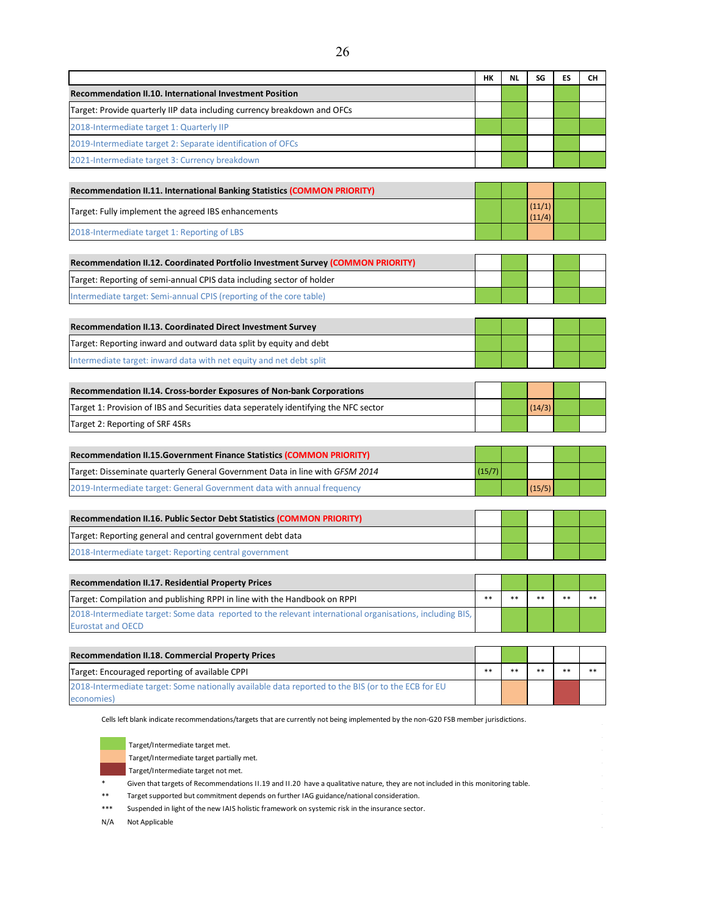| | HK | NL | SG | ES | CH |
|---|---|---|---|---|---|
| **Recommendation II.10. International Investment Position** | | | | | |
| Target: Provide quarterly IIP data including currency breakdown and OFCs | | | | | |
| 2018-Intermediate target 1: Quarterly IIP | | | | | |
| 2019-Intermediate target 2: Separate identification of OFCs | | | | | |
| 2021-Intermediate target 3: Currency breakdown | | | | | |
| **Recommendation II.11. International Banking Statistics (COMMON PRIORITY)** | | | | | |
| Target: Fully implement the agreed IBS enhancements | | | (11/1) (11/4) | | |
| 2018-Intermediate target 1: Reporting of LBS | | | | | |
| **Recommendation II.12. Coordinated Portfolio Investment Survey (COMMON PRIORITY)** | | | | | |
| Target: Reporting of semi-annual CPIS data including sector of holder | | | | | |
| Intermediate target: Semi-annual CPIS (reporting of the core table) | | | | | |
| **Recommendation II.13. Coordinated Direct Investment Survey** | | | | | |
| Target: Reporting inward and outward data split by equity and debt | | | | | |
| Intermediate target: inward data with net equity and net debt split | | | | | |
| **Recommendation II.14. Cross-border Exposures of Non-bank Corporations** | | | | | |
| Target 1: Provision of IBS and Securities data seperately identifying the NFC sector | | | (14/3) | | |
| Target 2: Reporting of SRF 4SRs | | | | | |
| **Recommendation II.15.Government Finance Statistics (COMMON PRIORITY)** | | | | | |
| Target: Disseminate quarterly General Government Data in line with *GFSM 2014* | (15/7) | | | | |
| 2019-Intermediate target: General Government data with annual frequency | | | (15/5) | | |
| **Recommendation II.16. Public Sector Debt Statistics (COMMON PRIORITY)** | | | | | |
| Target: Reporting general and central government debt data | | | | | |
| 2018-Intermediate target: Reporting central government | | | | | |
| **Recommendation II.17. Residential Property Prices** | | | | | |
| Target: Compilation and publishing RPPI in line with the Handbook on RPPI | ** | ** | ** | ** | ** |
| 2018-Intermediate target: Some data reported to the relevant international organisations, including BIS, Eurostat and OECD | | | | | |
| **Recommendation II.18. Commercial Property Prices** | | | | | |
| Target: Encouraged reporting of available CPPI | ** | ** | ** | ** | ** |
| 2018-Intermediate target: Some nationally available data reported to the BIS (or to the ECB for EU economies) | | | | | |

Cells left blank indicate recommendations/targets that are currently not being implemented by the non-G20 FSB member jurisdictions.

- Target/Intermediate target met.
- Target/Intermediate target partially met.
- Target/Intermediate target not met.

\* Given that targets of Recommendations II.19 and II.20 have a qualitative nature, they are not included in this monitoring table.

\*\* Target supported but commitment depends on further IAG guidance/national consideration.

\*\*\* Suspended in light of the new IAIS holistic framework on systemic risk in the insurance sector.

N/A Not Applicable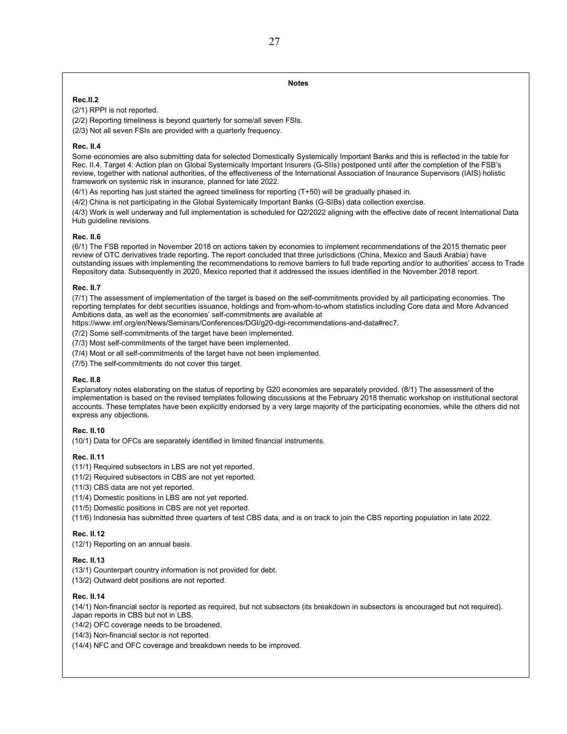## Notes

**Rec.II.2**

(2/1) RPPI is not reported.

(2/2) Reporting timeliness is beyond quarterly for some/all seven FSIs.

(2/3) Not all seven FSIs are provided with a quarterly frequency.

**Rec. II.4**

Some economies are also submitting data for selected Domestically Systemically Important Banks and this is reflected in the table for Rec. II.4. Target 4: Action plan on Global Systemically Important Insurers (G-SIIs) postponed until after the completion of the FSB's review, together with national authorities, of the effectiveness of the International Association of Insurance Supervisors (IAIS) holistic framework on systemic risk in insurance, planned for late 2022.

(4/1) As reporting has just started the agreed timeliness for reporting (T+50) will be gradually phased in.

(4/2) China is not participating in the Global Systemically Important Banks (G-SIBs) data collection exercise.

(4/3) Work is well underway and full implementation is scheduled for Q2/2022 aligning with the effective date of recent International Data Hub guideline revisions.

**Rec. II.6**

(6/1) The FSB reported in November 2018 on actions taken by economies to implement recommendations of the 2015 thematic peer review of OTC derivatives trade reporting. The report concluded that three jurisdictions (China, Mexico and Saudi Arabia) have outstanding issues with implementing the recommendations to remove barriers to full trade reporting and/or to authorities' access to Trade Repository data. Subsequently in 2020, Mexico reported that it addressed the issues identified in the November 2018 report.

**Rec. II.7**

(7/1) The assessment of implementation of the target is based on the self-commitments provided by all participating economies. The reporting templates for debt securities issuance, holdings and from-whom-to-whom statistics including Core data and More Advanced Ambitions data, as well as the economies' self-commitments are available at https://www.imf.org/en/News/Seminars/Conferences/DGI/g20-dgi-recommendations-and-data#rec7.

(7/2) Some self-commitments of the target have been implemented.

(7/3) Most self-commitments of the target have been implemented.

(7/4) Most or all self-commitments of the target have not been implemented.

(7/5) The self-commitments do not cover this target.

**Rec. II.8**

Explanatory notes elaborating on the status of reporting by G20 economies are separately provided. (8/1) The assessment of the implementation is based on the revised templates following discussions at the February 2018 thematic workshop on institutional sectoral accounts. These templates have been explicitly endorsed by a very large majority of the participating economies, while the others did not express any objections.

**Rec. II.10**

(10/1) Data for OFCs are separately identified in limited financial instruments.

**Rec. II.11**

(11/1) Required subsectors in LBS are not yet reported.

(11/2) Required subsectors in CBS are not yet reported.

(11/3) CBS data are not yet reported.

(11/4) Domestic positions in LBS are not yet reported.

(11/5) Domestic positions in CBS are not yet reported.

(11/6) Indonesia has submitted three quarters of test CBS data, and is on track to join the CBS reporting population in late 2022.

**Rec. II.12**

(12/1) Reporting on an annual basis.

**Rec. II.13**

(13/1) Counterpart country information is not provided for debt.

(13/2) Outward debt positions are not reported.

**Rec. II.14**

(14/1) Non-financial sector is reported as required, but not subsectors (its breakdown in subsectors is encouraged but not required). Japan reports in CBS but not in LBS.

(14/2) OFC coverage needs to be broadened.

(14/3) Non-financial sector is not reported.

(14/4) NFC and OFC coverage and breakdown needs to be improved.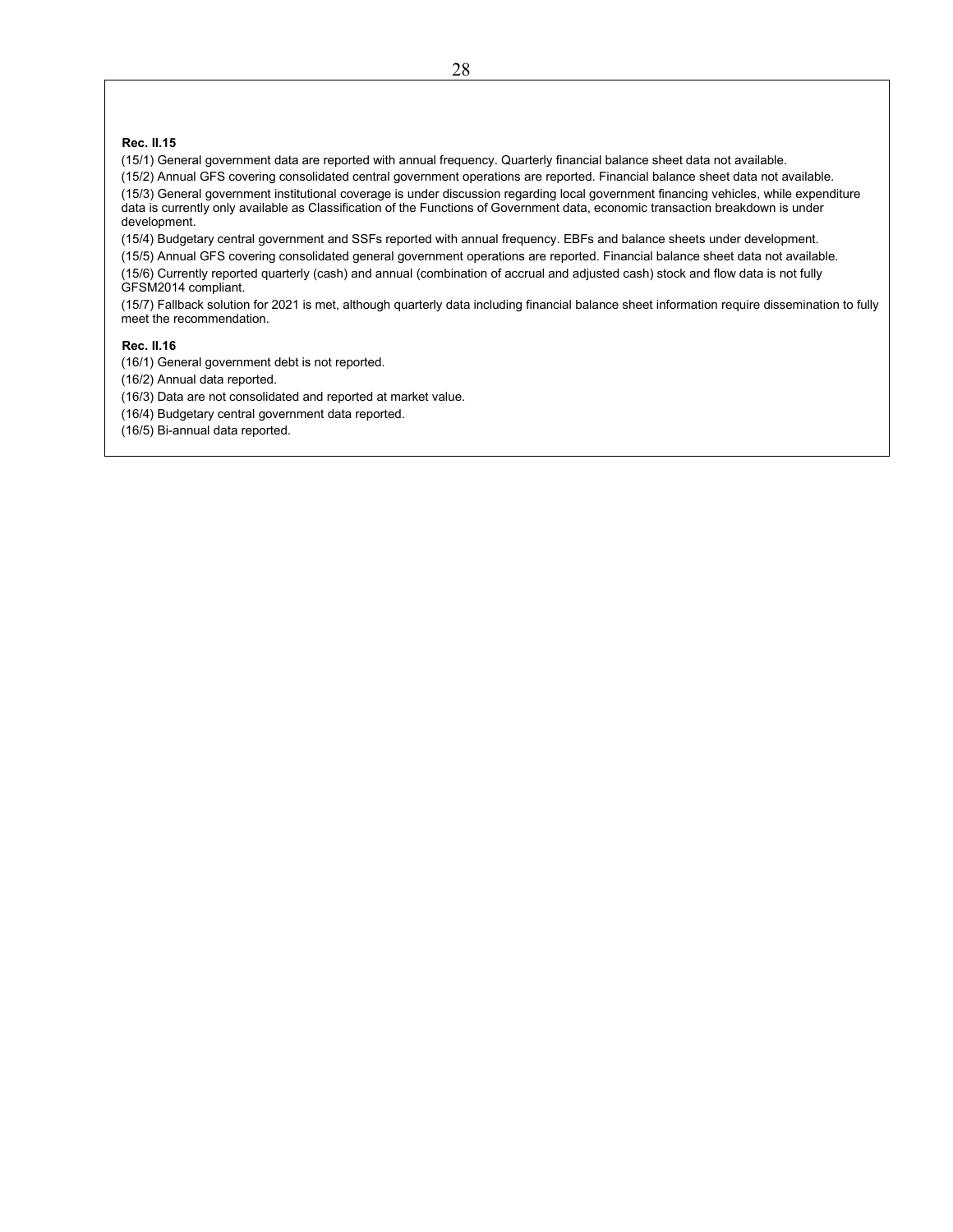**Rec. II.15**

(15/1) General government data are reported with annual frequency. Quarterly financial balance sheet data not available.

(15/2) Annual GFS covering consolidated central government operations are reported. Financial balance sheet data not available.

(15/3) General government institutional coverage is under discussion regarding local government financing vehicles, while expenditure data is currently only available as Classification of the Functions of Government data, economic transaction breakdown is under development.

(15/4) Budgetary central government and SSFs reported with annual frequency. EBFs and balance sheets under development.

(15/5) Annual GFS covering consolidated general government operations are reported. Financial balance sheet data not available.

(15/6) Currently reported quarterly (cash) and annual (combination of accrual and adjusted cash) stock and flow data is not fully GFSM2014 compliant.

(15/7) Fallback solution for 2021 is met, although quarterly data including financial balance sheet information require dissemination to fully meet the recommendation.

**Rec. II.16**

(16/1) General government debt is not reported.

(16/2) Annual data reported.

(16/3) Data are not consolidated and reported at market value.

(16/4) Budgetary central government data reported.

(16/5) Bi-annual data reported.